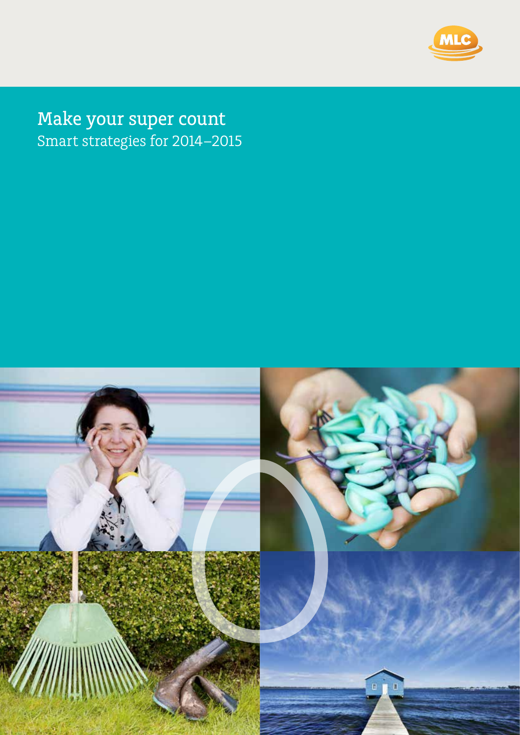MLC

# Make your super count

## Smart strategies for 2014–2015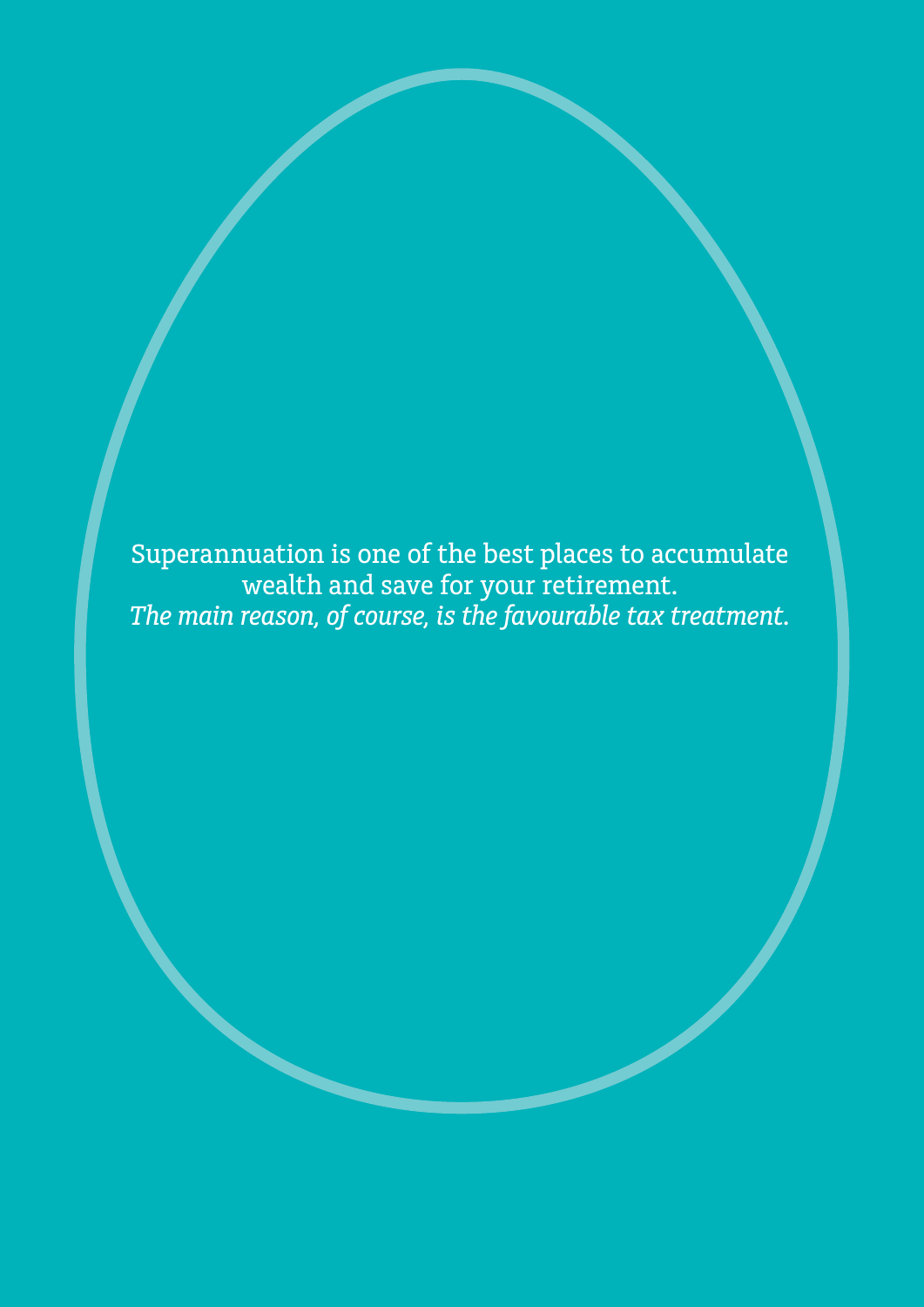Superannuation is one of the best places to accumulate wealth and save for your retirement.

*The main reason, of course, is the favourable tax treatment.*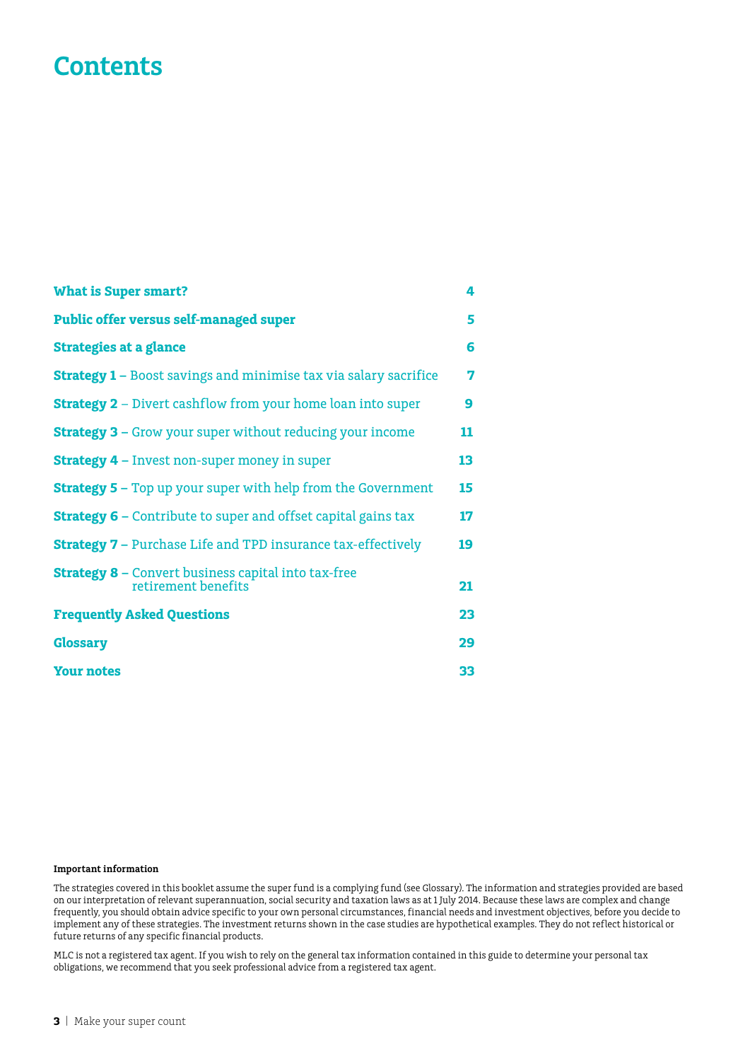# Contents

| | |
|---|---|
| **What is Super smart?** | **4** |
| **Public offer versus self-managed super** | **5** |
| **Strategies at a glance** | **6** |
| **Strategy 1** – Boost savings and minimise tax via salary sacrifice | **7** |
| **Strategy 2** – Divert cashflow from your home loan into super | **9** |
| **Strategy 3** – Grow your super without reducing your income | **11** |
| **Strategy 4** – Invest non-super money in super | **13** |
| **Strategy 5** – Top up your super with help from the Government | **15** |
| **Strategy 6** – Contribute to super and offset capital gains tax | **17** |
| **Strategy 7** – Purchase Life and TPD insurance tax-effectively | **19** |
| **Strategy 8** – Convert business capital into tax-free retirement benefits | **21** |
| **Frequently Asked Questions** | **23** |
| **Glossary** | **29** |
| **Your notes** | **33** |

**Important information**

The strategies covered in this booklet assume the super fund is a complying fund (see Glossary). The information and strategies provided are based on our interpretation of relevant superannuation, social security and taxation laws as at 1 July 2014. Because these laws are complex and change frequently, you should obtain advice specific to your own personal circumstances, financial needs and investment objectives, before you decide to implement any of these strategies. The investment returns shown in the case studies are hypothetical examples. They do not reflect historical or future returns of any specific financial products.

MLC is not a registered tax agent. If you wish to rely on the general tax information contained in this guide to determine your personal tax obligations, we recommend that you seek professional advice from a registered tax agent.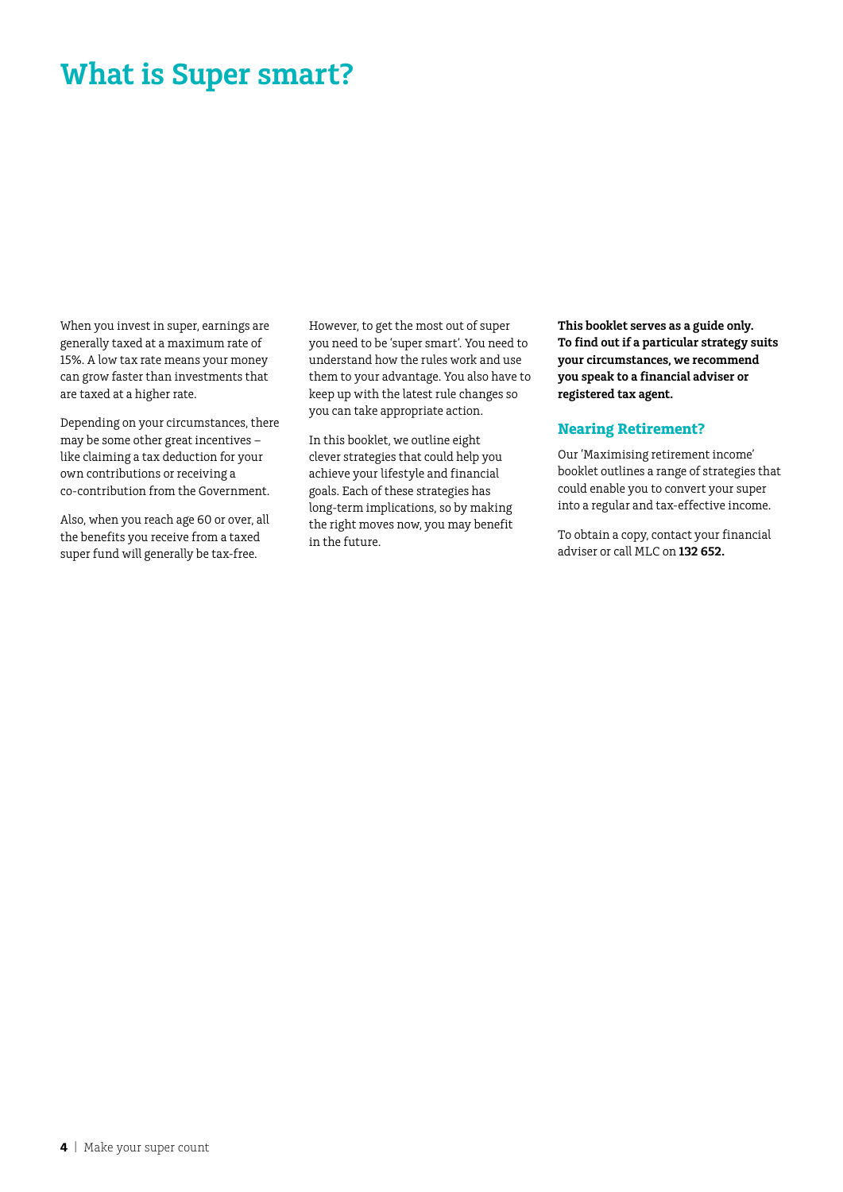# What is Super smart?

When you invest in super, earnings are generally taxed at a maximum rate of 15%. A low tax rate means your money can grow faster than investments that are taxed at a higher rate.

Depending on your circumstances, there may be some other great incentives – like claiming a tax deduction for your own contributions or receiving a co-contribution from the Government.

Also, when you reach age 60 or over, all the benefits you receive from a taxed super fund will generally be tax-free.

However, to get the most out of super you need to be 'super smart'. You need to understand how the rules work and use them to your advantage. You also have to keep up with the latest rule changes so you can take appropriate action.

In this booklet, we outline eight clever strategies that could help you achieve your lifestyle and financial goals. Each of these strategies has long-term implications, so by making the right moves now, you may benefit in the future.

**This booklet serves as a guide only. To find out if a particular strategy suits your circumstances, we recommend you speak to a financial adviser or registered tax agent.**

## Nearing Retirement?

Our 'Maximising retirement income' booklet outlines a range of strategies that could enable you to convert your super into a regular and tax-effective income.

To obtain a copy, contact your financial adviser or call MLC on **132 652.**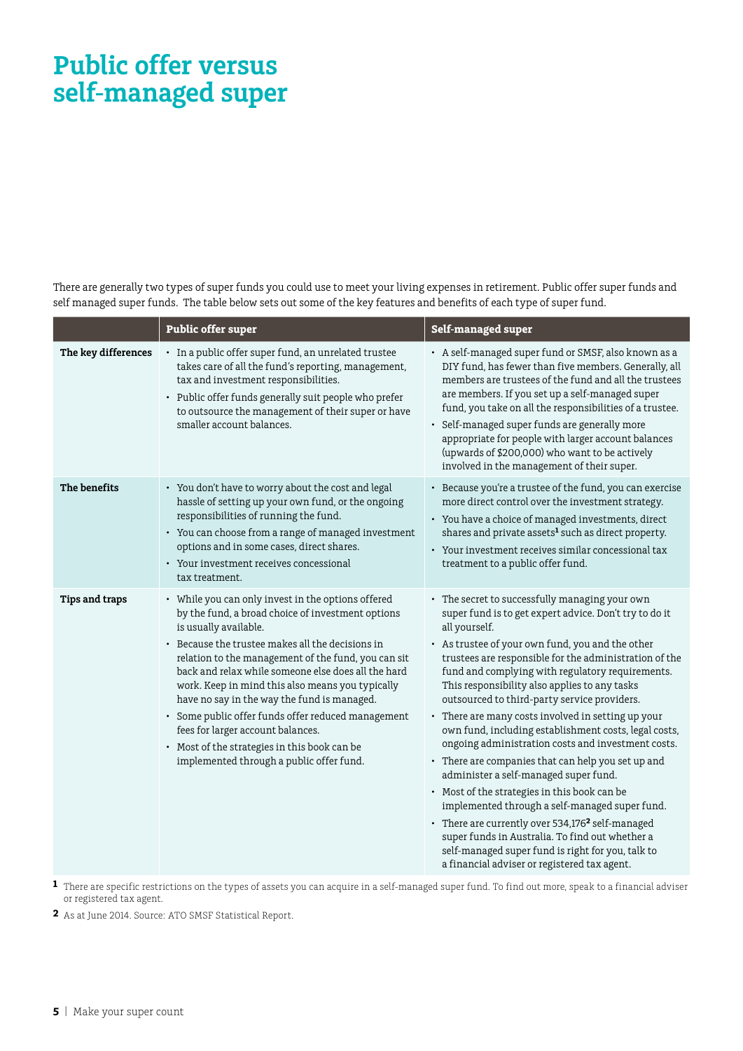# Public offer versus self-managed super

There are generally two types of super funds you could use to meet your living expenses in retirement. Public offer super funds and self managed super funds. The table below sets out some of the key features and benefits of each type of super fund.

| | Public offer super | Self-managed super |
|---|---|---|
| **The key differences** | • In a public offer super fund, an unrelated trustee takes care of all the fund's reporting, management, tax and investment responsibilities.<br>• Public offer funds generally suit people who prefer to outsource the management of their super or have smaller account balances. | • A self-managed super fund or SMSF, also known as a DIY fund, has fewer than five members. Generally, all members are trustees of the fund and all the trustees are members. If you set up a self-managed super fund, you take on all the responsibilities of a trustee.<br>• Self-managed super funds are generally more appropriate for people with larger account balances (upwards of $200,000) who want to be actively involved in the management of their super. |
| **The benefits** | • You don't have to worry about the cost and legal hassle of setting up your own fund, or the ongoing responsibilities of running the fund.<br>• You can choose from a range of managed investment options and in some cases, direct shares.<br>• Your investment receives concessional tax treatment. | • Because you're a trustee of the fund, you can exercise more direct control over the investment strategy.<br>• You have a choice of managed investments, direct shares and private assets[1] such as direct property.<br>• Your investment receives similar concessional tax treatment to a public offer fund. |
| **Tips and traps** | • While you can only invest in the options offered by the fund, a broad choice of investment options is usually available.<br>• Because the trustee makes all the decisions in relation to the management of the fund, you can sit back and relax while someone else does all the hard work. Keep in mind this also means you typically have no say in the way the fund is managed.<br>• Some public offer funds offer reduced management fees for larger account balances.<br>• Most of the strategies in this book can be implemented through a public offer fund. | • The secret to successfully managing your own super fund is to get expert advice. Don't try to do it all yourself.<br>• As trustee of your own fund, you and the other trustees are responsible for the administration of the fund and complying with regulatory requirements. This responsibility also applies to any tasks outsourced to third-party service providers.<br>• There are many costs involved in setting up your own fund, including establishment costs, legal costs, ongoing administration costs and investment costs.<br>• There are companies that can help you set up and administer a self-managed super fund.<br>• Most of the strategies in this book can be implemented through a self-managed super fund.<br>• There are currently over 534,176[2] self-managed super funds in Australia. To find out whether a self-managed super fund is right for you, talk to a financial adviser or registered tax agent. |

**1** There are specific restrictions on the types of assets you can acquire in a self-managed super fund. To find out more, speak to a financial adviser or registered tax agent.

**2** As at June 2014. Source: ATO SMSF Statistical Report.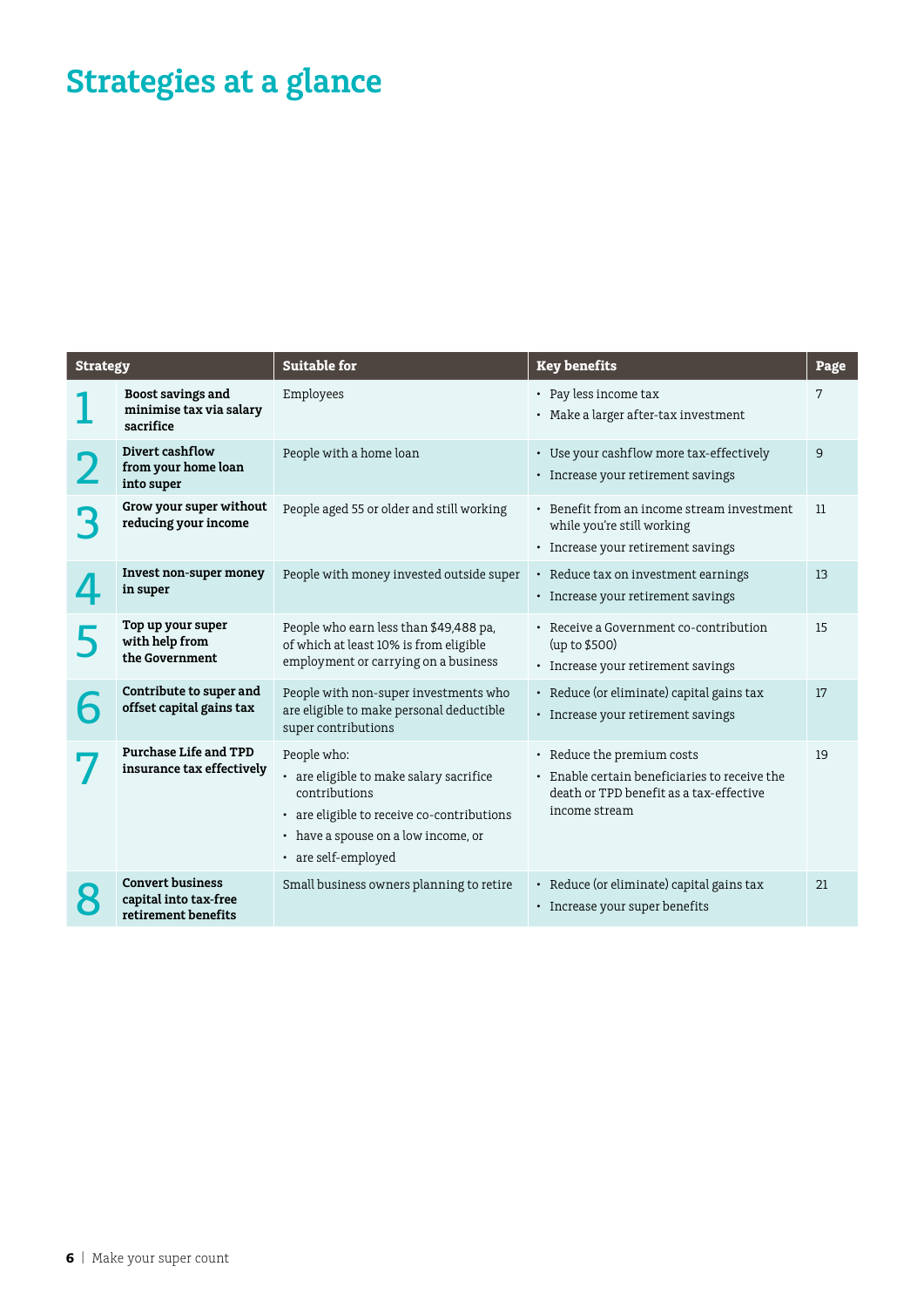# Strategies at a glance

| Strategy | | Suitable for | Key benefits | Page |
|---|---|---|---|---|
| 1 | **Boost savings and minimise tax via salary sacrifice** | Employees | • Pay less income tax<br>• Make a larger after-tax investment | 7 |
| 2 | **Divert cashflow from your home loan into super** | People with a home loan | • Use your cashflow more tax-effectively<br>• Increase your retirement savings | 9 |
| 3 | **Grow your super without reducing your income** | People aged 55 or older and still working | • Benefit from an income stream investment while you're still working<br>• Increase your retirement savings | 11 |
| 4 | **Invest non-super money in super** | People with money invested outside super | • Reduce tax on investment earnings<br>• Increase your retirement savings | 13 |
| 5 | **Top up your super with help from the Government** | People who earn less than $49,488 pa, of which at least 10% is from eligible employment or carrying on a business | • Receive a Government co-contribution (up to $500)<br>• Increase your retirement savings | 15 |
| 6 | **Contribute to super and offset capital gains tax** | People with non-super investments who are eligible to make personal deductible super contributions | • Reduce (or eliminate) capital gains tax<br>• Increase your retirement savings | 17 |
| 7 | **Purchase Life and TPD insurance tax effectively** | People who:<br>• are eligible to make salary sacrifice contributions<br>• are eligible to receive co-contributions<br>• have a spouse on a low income, or<br>• are self-employed | • Reduce the premium costs<br>• Enable certain beneficiaries to receive the death or TPD benefit as a tax-effective income stream | 19 |
| 8 | **Convert business capital into tax-free retirement benefits** | Small business owners planning to retire | • Reduce (or eliminate) capital gains tax<br>• Increase your super benefits | 21 |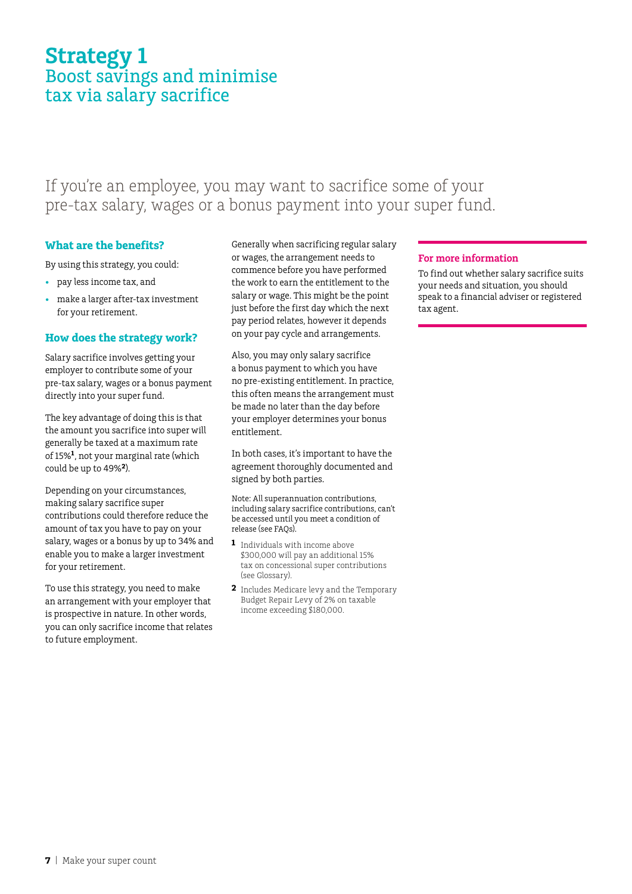# Strategy 1
## Boost savings and minimise tax via salary sacrifice

If you're an employee, you may want to sacrifice some of your pre-tax salary, wages or a bonus payment into your super fund.

### What are the benefits?

By using this strategy, you could:

- pay less income tax, and
- make a larger after-tax investment for your retirement.

### How does the strategy work?

Salary sacrifice involves getting your employer to contribute some of your pre-tax salary, wages or a bonus payment directly into your super fund.

The key advantage of doing this is that the amount you sacrifice into super will generally be taxed at a maximum rate of 15%[1], not your marginal rate (which could be up to 49%[2]).

Depending on your circumstances, making salary sacrifice super contributions could therefore reduce the amount of tax you have to pay on your salary, wages or a bonus by up to 34% and enable you to make a larger investment for your retirement.

To use this strategy, you need to make an arrangement with your employer that is prospective in nature. In other words, you can only sacrifice income that relates to future employment.

Generally when sacrificing regular salary or wages, the arrangement needs to commence before you have performed the work to earn the entitlement to the salary or wage. This might be the point just before the first day which the next pay period relates, however it depends on your pay cycle and arrangements.

Also, you may only salary sacrifice a bonus payment to which you have no pre-existing entitlement. In practice, this often means the arrangement must be made no later than the day before your employer determines your bonus entitlement.

In both cases, it's important to have the agreement thoroughly documented and signed by both parties.

Note: All superannuation contributions, including salary sacrifice contributions, can't be accessed until you meet a condition of release (see FAQs).

1 Individuals with income above $300,000 will pay an additional 15% tax on concessional super contributions (see Glossary).

2 Includes Medicare levy and the Temporary Budget Repair Levy of 2% on taxable income exceeding $180,000.

### For more information

To find out whether salary sacrifice suits your needs and situation, you should speak to a financial adviser or registered tax agent.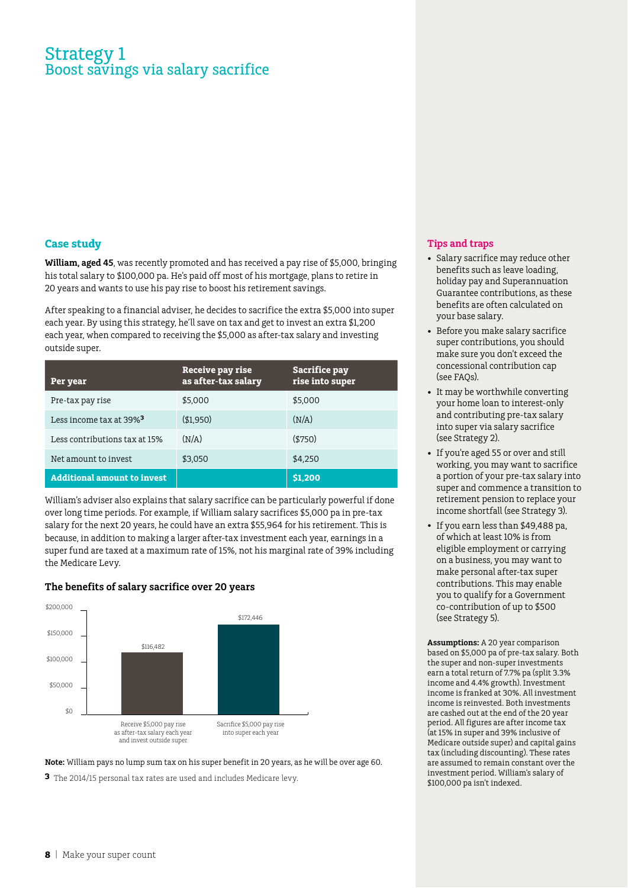# Strategy 1
## Boost savings via salary sacrifice

### Case study

**William, aged 45**, was recently promoted and has received a pay rise of $5,000, bringing his total salary to $100,000 pa. He's paid off most of his mortgage, plans to retire in 20 years and wants to use his pay rise to boost his retirement savings.

After speaking to a financial adviser, he decides to sacrifice the extra $5,000 into super each year. By using this strategy, he'll save on tax and get to invest an extra $1,200 each year, when compared to receiving the $5,000 as after-tax salary and investing outside super.

| Per year | Receive pay rise as after-tax salary | Sacrifice pay rise into super |
|---|---|---|
| Pre-tax pay rise | $5,000 | $5,000 |
| Less income tax at 39%[3] | ($1,950) | (N/A) |
| Less contributions tax at 15% | (N/A) | ($750) |
| Net amount to invest | $3,050 | $4,250 |
| **Additional amount to invest** | | **$1,200** |

William's adviser also explains that salary sacrifice can be particularly powerful if done over long time periods. For example, if William salary sacrifices $5,000 pa in pre-tax salary for the next 20 years, he could have an extra $55,964 for his retirement. This is because, in addition to making a larger after-tax investment each year, earnings in a super fund are taxed at a maximum rate of 15%, not his marginal rate of 39% including the Medicare Levy.

### The benefits of salary sacrifice over 20 years

| | Receive $5,000 pay rise as after-tax salary each year and invest outside super | Sacrifice $5,000 pay rise into super each year |
|---|---|---|
| Amount | $116,482 | $172,446 |

**Note:** William pays no lump sum tax on his super benefit in 20 years, as he will be over age 60.

[3] The 2014/15 personal tax rates are used and includes Medicare levy.

### Tips and traps

- Salary sacrifice may reduce other benefits such as leave loading, holiday pay and Superannuation Guarantee contributions, as these benefits are often calculated on your base salary.
- Before you make salary sacrifice super contributions, you should make sure you don't exceed the concessional contribution cap (see FAQs).
- It may be worthwhile converting your home loan to interest-only and contributing pre-tax salary into super via salary sacrifice (see Strategy 2).
- If you're aged 55 or over and still working, you may want to sacrifice a portion of your pre-tax salary into super and commence a transition to retirement pension to replace your income shortfall (see Strategy 3).
- If you earn less than $49,488 pa, of which at least 10% is from eligible employment or carrying on a business, you may want to make personal after-tax super contributions. This may enable you to qualify for a Government co-contribution of up to $500 (see Strategy 5).

**Assumptions:** A 20 year comparison based on $5,000 pa of pre-tax salary. Both the super and non-super investments earn a total return of 7.7% pa (split 3.3% income and 4.4% growth). Investment income is franked at 30%. All investment income is reinvested. Both investments are cashed out at the end of the 20 year period. All figures are after income tax (at 15% in super and 39% inclusive of Medicare outside super) and capital gains tax (including discounting). These rates are assumed to remain constant over the investment period. William's salary of $100,000 pa isn't indexed.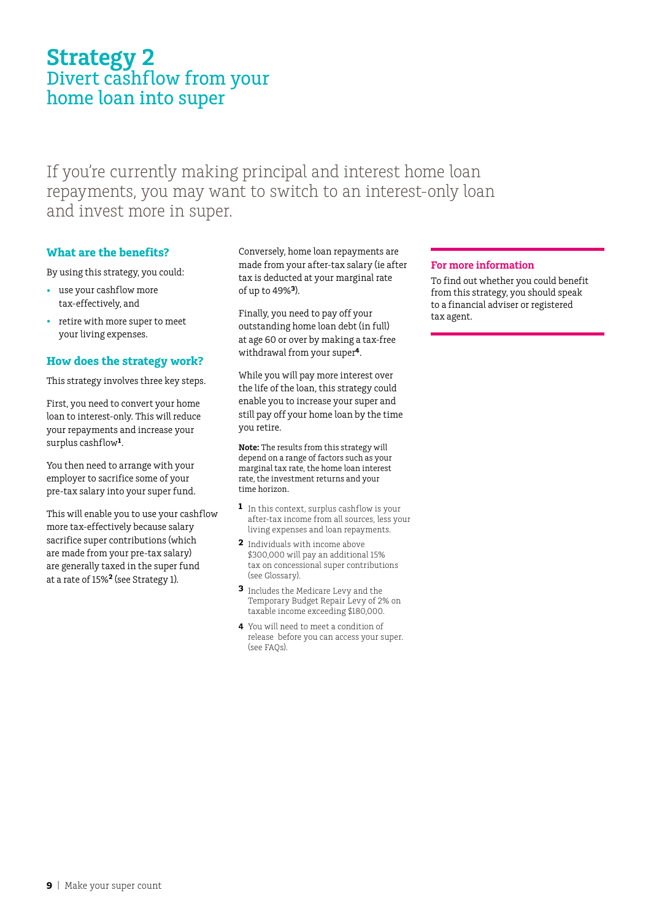# Strategy 2
## Divert cashflow from your home loan into super

If you're currently making principal and interest home loan repayments, you may want to switch to an interest-only loan and invest more in super.

### What are the benefits?

By using this strategy, you could:

- use your cashflow more tax-effectively, and
- retire with more super to meet your living expenses.

### How does the strategy work?

This strategy involves three key steps.

First, you need to convert your home loan to interest-only. This will reduce your repayments and increase your surplus cashflow[1].

You then need to arrange with your employer to sacrifice some of your pre-tax salary into your super fund.

This will enable you to use your cashflow more tax-effectively because salary sacrifice super contributions (which are made from your pre-tax salary) are generally taxed in the super fund at a rate of 15%[2] (see Strategy 1).

Conversely, home loan repayments are made from your after-tax salary (ie after tax is deducted at your marginal rate of up to 49%[3]).

Finally, you need to pay off your outstanding home loan debt (in full) at age 60 or over by making a tax-free withdrawal from your super[4].

While you will pay more interest over the life of the loan, this strategy could enable you to increase your super and still pay off your home loan by the time you retire.

**Note:** The results from this strategy will depend on a range of factors such as your marginal tax rate, the home loan interest rate, the investment returns and your time horizon.

1. In this context, surplus cashflow is your after-tax income from all sources, less your living expenses and loan repayments.
2. Individuals with income above $300,000 will pay an additional 15% tax on concessional super contributions (see Glossary).
3. Includes the Medicare Levy and the Temporary Budget Repair Levy of 2% on taxable income exceeding $180,000.
4. You will need to meet a condition of release before you can access your super. (see FAQs).

### For more information

To find out whether you could benefit from this strategy, you should speak to a financial adviser or registered tax agent.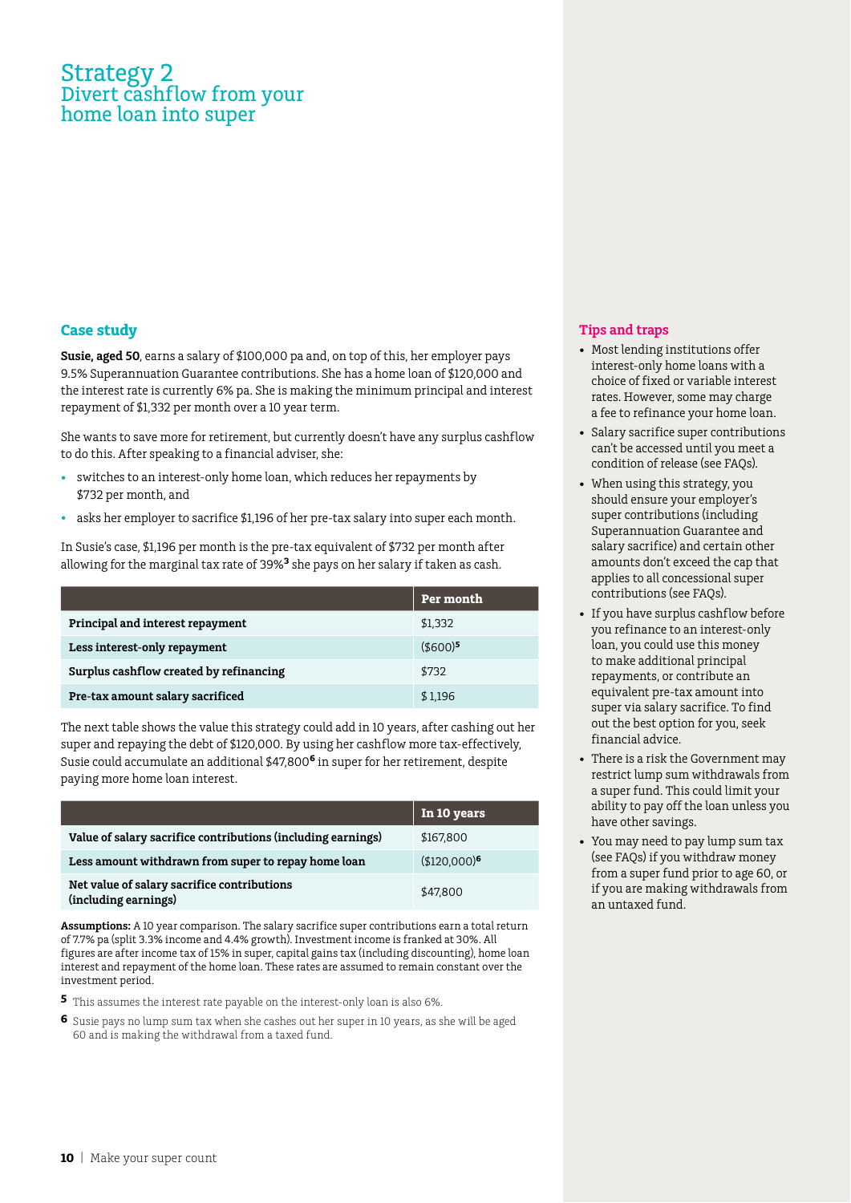# Strategy 2
## Divert cashflow from your home loan into super

### Case study

**Susie, aged 50**, earns a salary of $100,000 pa and, on top of this, her employer pays 9.5% Superannuation Guarantee contributions. She has a home loan of $120,000 and the interest rate is currently 6% pa. She is making the minimum principal and interest repayment of $1,332 per month over a 10 year term.

She wants to save more for retirement, but currently doesn't have any surplus cashflow to do this. After speaking to a financial adviser, she:

- switches to an interest-only home loan, which reduces her repayments by $732 per month, and
- asks her employer to sacrifice $1,196 of her pre-tax salary into super each month.

In Susie's case, $1,196 per month is the pre-tax equivalent of $732 per month after allowing for the marginal tax rate of 39%[3] she pays on her salary if taken as cash.

| | Per month |
|---|---|
| **Principal and interest repayment** | $1,332 |
| **Less interest-only repayment** | ($600)[5] |
| **Surplus cashflow created by refinancing** | $732 |
| **Pre-tax amount salary sacrificed** | $ 1,196 |

The next table shows the value this strategy could add in 10 years, after cashing out her super and repaying the debt of $120,000. By using her cashflow more tax-effectively, Susie could accumulate an additional $47,800[6] in super for her retirement, despite paying more home loan interest.

| | In 10 years |
|---|---|
| **Value of salary sacrifice contributions (including earnings)** | $167,800 |
| **Less amount withdrawn from super to repay home loan** | ($120,000)[6] |
| **Net value of salary sacrifice contributions (including earnings)** | $47,800 |

**Assumptions:** A 10 year comparison. The salary sacrifice super contributions earn a total return of 7.7% pa (split 3.3% income and 4.4% growth). Investment income is franked at 30%. All figures are after income tax of 15% in super, capital gains tax (including discounting), home loan interest and repayment of the home loan. These rates are assumed to remain constant over the investment period.

[5] This assumes the interest rate payable on the interest-only loan is also 6%.

[6] Susie pays no lump sum tax when she cashes out her super in 10 years, as she will be aged 60 and is making the withdrawal from a taxed fund.

### Tips and traps

- Most lending institutions offer interest-only home loans with a choice of fixed or variable interest rates. However, some may charge a fee to refinance your home loan.
- Salary sacrifice super contributions can't be accessed until you meet a condition of release (see FAQs).
- When using this strategy, you should ensure your employer's super contributions (including Superannuation Guarantee and salary sacrifice) and certain other amounts don't exceed the cap that applies to all concessional super contributions (see FAQs).
- If you have surplus cashflow before you refinance to an interest-only loan, you could use this money to make additional principal repayments, or contribute an equivalent pre-tax amount into super via salary sacrifice. To find out the best option for you, seek financial advice.
- There is a risk the Government may restrict lump sum withdrawals from a super fund. This could limit your ability to pay off the loan unless you have other savings.
- You may need to pay lump sum tax (see FAQs) if you withdraw money from a super fund prior to age 60, or if you are making withdrawals from an untaxed fund.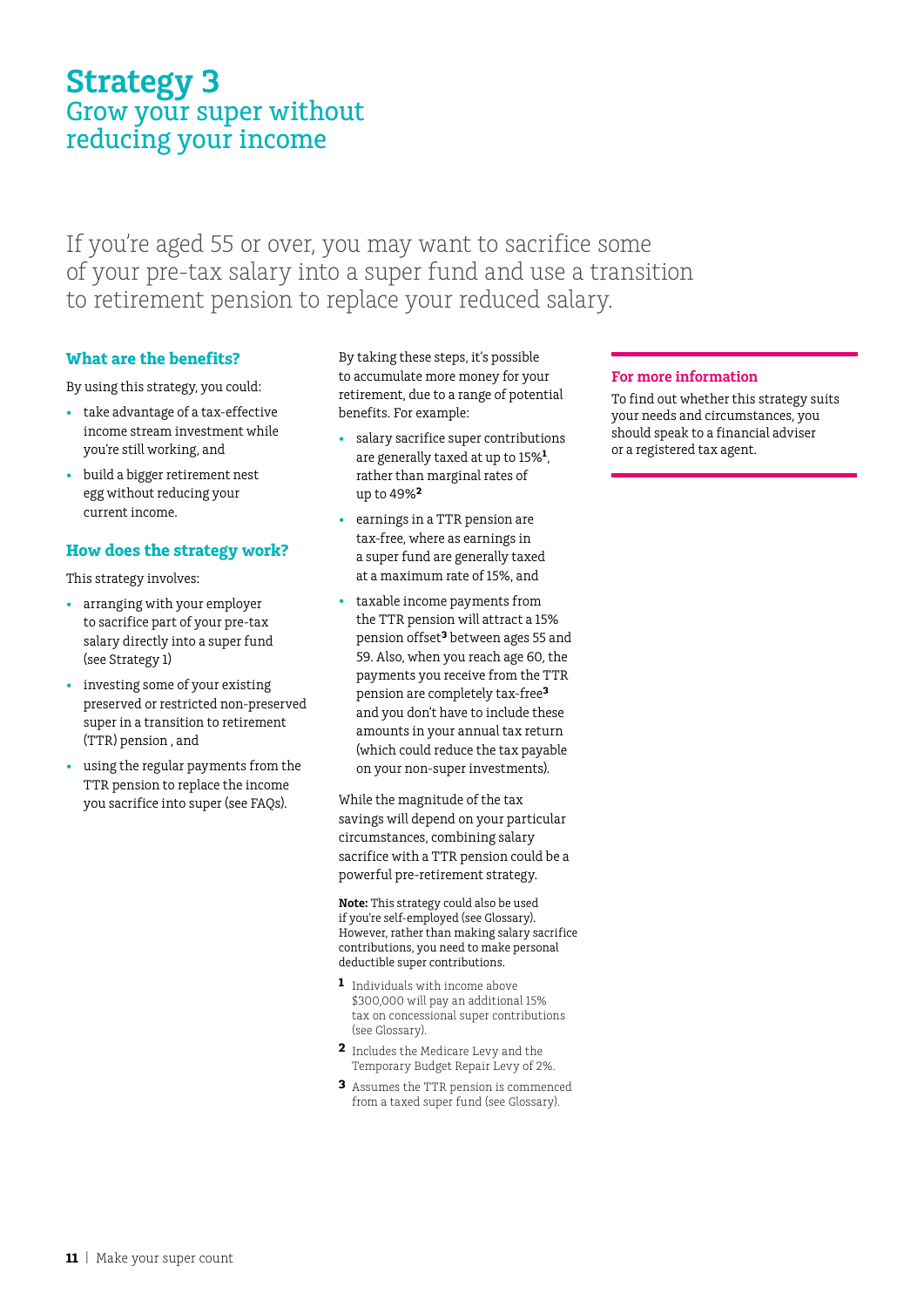# Strategy 3
## Grow your super without reducing your income

If you're aged 55 or over, you may want to sacrifice some of your pre-tax salary into a super fund and use a transition to retirement pension to replace your reduced salary.

### What are the benefits?

By using this strategy, you could:

- take advantage of a tax-effective income stream investment while you're still working, and
- build a bigger retirement nest egg without reducing your current income.

### How does the strategy work?

This strategy involves:

- arranging with your employer to sacrifice part of your pre-tax salary directly into a super fund (see Strategy 1)
- investing some of your existing preserved or restricted non-preserved super in a transition to retirement (TTR) pension , and
- using the regular payments from the TTR pension to replace the income you sacrifice into super (see FAQs).

By taking these steps, it's possible to accumulate more money for your retirement, due to a range of potential benefits. For example:

- salary sacrifice super contributions are generally taxed at up to 15%[1], rather than marginal rates of up to 49%[2]
- earnings in a TTR pension are tax-free, where as earnings in a super fund are generally taxed at a maximum rate of 15%, and
- taxable income payments from the TTR pension will attract a 15% pension offset[3] between ages 55 and 59. Also, when you reach age 60, the payments you receive from the TTR pension are completely tax-free[3] and you don't have to include these amounts in your annual tax return (which could reduce the tax payable on your non-super investments).

While the magnitude of the tax savings will depend on your particular circumstances, combining salary sacrifice with a TTR pension could be a powerful pre-retirement strategy.

**Note:** This strategy could also be used if you're self-employed (see Glossary). However, rather than making salary sacrifice contributions, you need to make personal deductible super contributions.

1 Individuals with income above $300,000 will pay an additional 15% tax on concessional super contributions (see Glossary).

2 Includes the Medicare Levy and the Temporary Budget Repair Levy of 2%.

3 Assumes the TTR pension is commenced from a taxed super fund (see Glossary).

### For more information

To find out whether this strategy suits your needs and circumstances, you should speak to a financial adviser or a registered tax agent.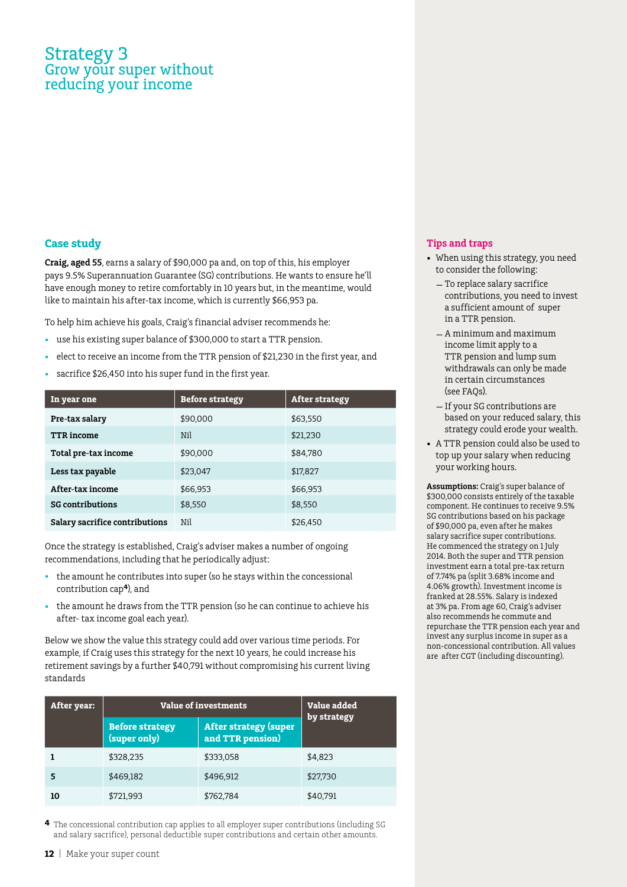# Strategy 3
## Grow your super without reducing your income

### Case study

**Craig, aged 55**, earns a salary of $90,000 pa and, on top of this, his employer pays 9.5% Superannuation Guarantee (SG) contributions. He wants to ensure he'll have enough money to retire comfortably in 10 years but, in the meantime, would like to maintain his after-tax income, which is currently $66,953 pa.

To help him achieve his goals, Craig's financial adviser recommends he:

- use his existing super balance of $300,000 to start a TTR pension.
- elect to receive an income from the TTR pension of $21,230 in the first year, and
- sacrifice $26,450 into his super fund in the first year.

| In year one | Before strategy | After strategy |
|---|---|---|
| **Pre-tax salary** | $90,000 | $63,550 |
| **TTR income** | Nil | $21,230 |
| **Total pre-tax income** | $90,000 | $84,780 |
| **Less tax payable** | $23,047 | $17,827 |
| **After-tax income** | $66,953 | $66,953 |
| **SG contributions** | $8,550 | $8,550 |
| **Salary sacrifice contributions** | Nil | $26,450 |

Once the strategy is established, Craig's adviser makes a number of ongoing recommendations, including that he periodically adjust:

- the amount he contributes into super (so he stays within the concessional contribution cap[4]), and
- the amount he draws from the TTR pension (so he can continue to achieve his after- tax income goal each year).

Below we show the value this strategy could add over various time periods. For example, if Craig uses this strategy for the next 10 years, he could increase his retirement savings by a further $40,791 without compromising his current living standards

| After year: | Value of investments | | Value added by strategy |
|---|---|---|---|
| | Before strategy (super only) | After strategy (super and TTR pension) | |
| **1** | $328,235 | $333,058 | $4,823 |
| **5** | $469,182 | $496,912 | $27,730 |
| **10** | $721,993 | $762,784 | $40,791 |

[4] The concessional contribution cap applies to all employer super contributions (including SG and salary sacrifice), personal deductible super contributions and certain other amounts.

### Tips and traps

- When using this strategy, you need to consider the following:
  - To replace salary sacrifice contributions, you need to invest a sufficient amount of super in a TTR pension.
  - A minimum and maximum income limit apply to a TTR pension and lump sum withdrawals can only be made in certain circumstances (see FAQs).
  - If your SG contributions are based on your reduced salary, this strategy could erode your wealth.
- A TTR pension could also be used to top up your salary when reducing your working hours.

**Assumptions:** Craig's super balance of $300,000 consists entirely of the taxable component. He continues to receive 9.5% SG contributions based on his package of $90,000 pa, even after he makes salary sacrifice super contributions. He commenced the strategy on 1 July 2014. Both the super and TTR pension investment earn a total pre-tax return of 7.74% pa (split 3.68% income and 4.06% growth). Investment income is franked at 28.55%. Salary is indexed at 3% pa. From age 60, Craig's adviser also recommends he commute and repurchase the TTR pension each year and invest any surplus income in super as a non-concessional contribution. All values are after CGT (including discounting).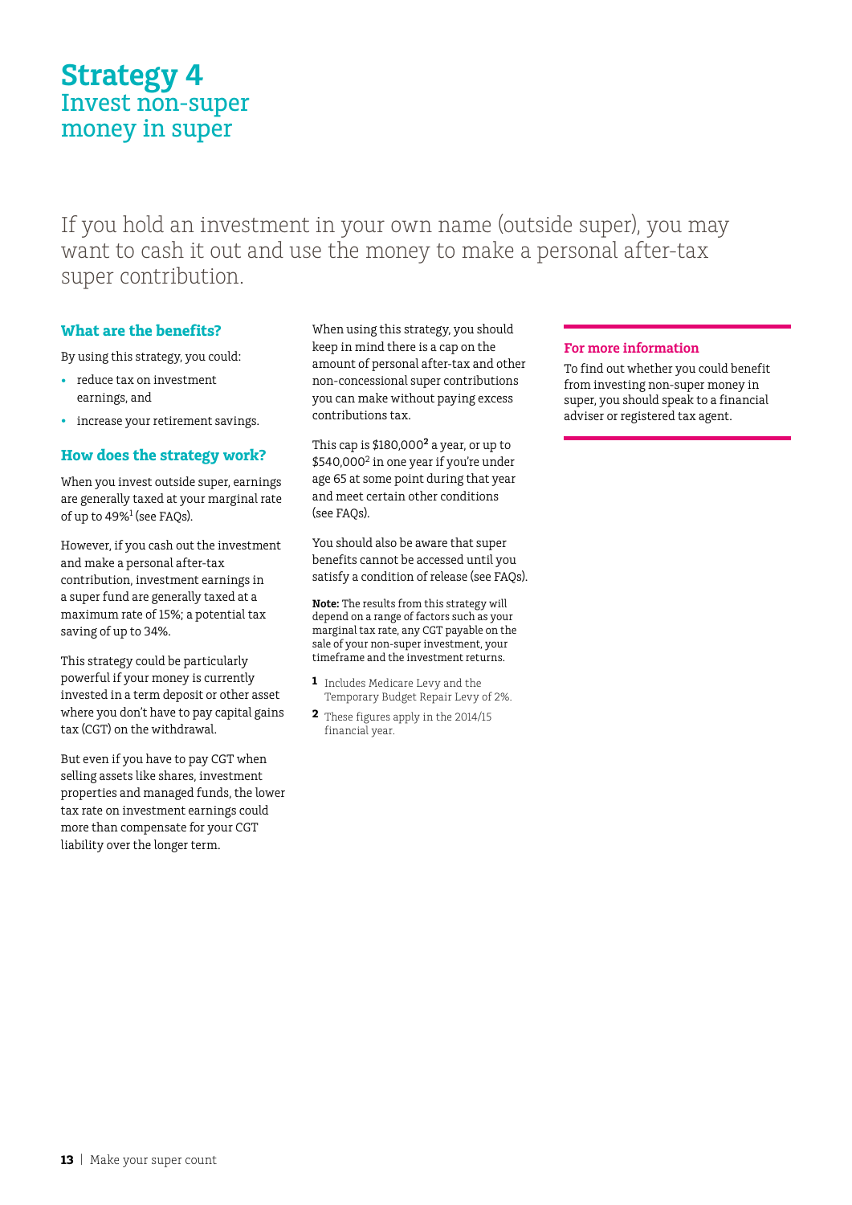# Strategy 4
## Invest non-super money in super

If you hold an investment in your own name (outside super), you may want to cash it out and use the money to make a personal after-tax super contribution.

### What are the benefits?

By using this strategy, you could:

- reduce tax on investment earnings, and
- increase your retirement savings.

### How does the strategy work?

When you invest outside super, earnings are generally taxed at your marginal rate of up to 49%[1] (see FAQs).

However, if you cash out the investment and make a personal after-tax contribution, investment earnings in a super fund are generally taxed at a maximum rate of 15%; a potential tax saving of up to 34%.

This strategy could be particularly powerful if your money is currently invested in a term deposit or other asset where you don't have to pay capital gains tax (CGT) on the withdrawal.

But even if you have to pay CGT when selling assets like shares, investment properties and managed funds, the lower tax rate on investment earnings could more than compensate for your CGT liability over the longer term.

When using this strategy, you should keep in mind there is a cap on the amount of personal after-tax and other non-concessional super contributions you can make without paying excess contributions tax.

This cap is $180,000[2] a year, or up to $540,000[2] in one year if you're under age 65 at some point during that year and meet certain other conditions (see FAQs).

You should also be aware that super benefits cannot be accessed until you satisfy a condition of release (see FAQs).

**Note:** The results from this strategy will depend on a range of factors such as your marginal tax rate, any CGT payable on the sale of your non-super investment, your timeframe and the investment returns.

1 Includes Medicare Levy and the Temporary Budget Repair Levy of 2%.

2 These figures apply in the 2014/15 financial year.

### For more information

To find out whether you could benefit from investing non-super money in super, you should speak to a financial adviser or registered tax agent.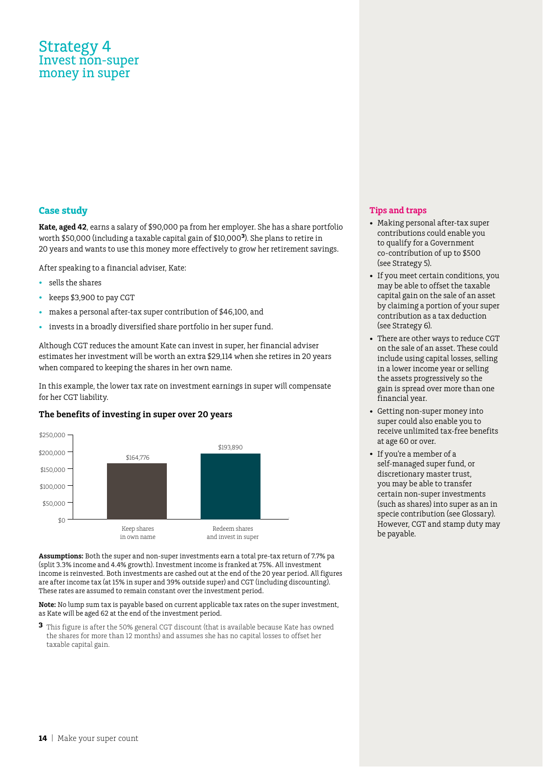# Strategy 4
## Invest non-super money in super

### Case study

**Kate, aged 42**, earns a salary of $90,000 pa from her employer. She has a share portfolio worth $50,000 (including a taxable capital gain of $10,000[3]). She plans to retire in 20 years and wants to use this money more effectively to grow her retirement savings.

After speaking to a financial adviser, Kate:

- sells the shares
- keeps $3,900 to pay CGT
- makes a personal after-tax super contribution of $46,100, and
- invests in a broadly diversified share portfolio in her super fund.

Although CGT reduces the amount Kate can invest in super, her financial adviser estimates her investment will be worth an extra $29,114 when she retires in 20 years when compared to keeping the shares in her own name.

In this example, the lower tax rate on investment earnings in super will compensate for her CGT liability.

#### The benefits of investing in super over 20 years

| | Keep shares in own name | Redeem shares and invest in super |
|---|---|---|
| Value | $164,776 | $193,890 |

**Assumptions:** Both the super and non-super investments earn a total pre-tax return of 7.7% pa (split 3.3% income and 4.4% growth). Investment income is franked at 75%. All investment income is reinvested. Both investments are cashed out at the end of the 20 year period. All figures are after income tax (at 15% in super and 39% outside super) and CGT (including discounting). These rates are assumed to remain constant over the investment period.

**Note:** No lump sum tax is payable based on current applicable tax rates on the super investment, as Kate will be aged 62 at the end of the investment period.

[3] This figure is after the 50% general CGT discount (that is available because Kate has owned the shares for more than 12 months) and assumes she has no capital losses to offset her taxable capital gain.

### Tips and traps

- Making personal after-tax super contributions could enable you to qualify for a Government co-contribution of up to $500 (see Strategy 5).
- If you meet certain conditions, you may be able to offset the taxable capital gain on the sale of an asset by claiming a portion of your super contribution as a tax deduction (see Strategy 6).
- There are other ways to reduce CGT on the sale of an asset. These could include using capital losses, selling in a lower income year or selling the assets progressively so the gain is spread over more than one financial year.
- Getting non-super money into super could also enable you to receive unlimited tax-free benefits at age 60 or over.
- If you're a member of a self-managed super fund, or discretionary master trust, you may be able to transfer certain non-super investments (such as shares) into super as an in specie contribution (see Glossary). However, CGT and stamp duty may be payable.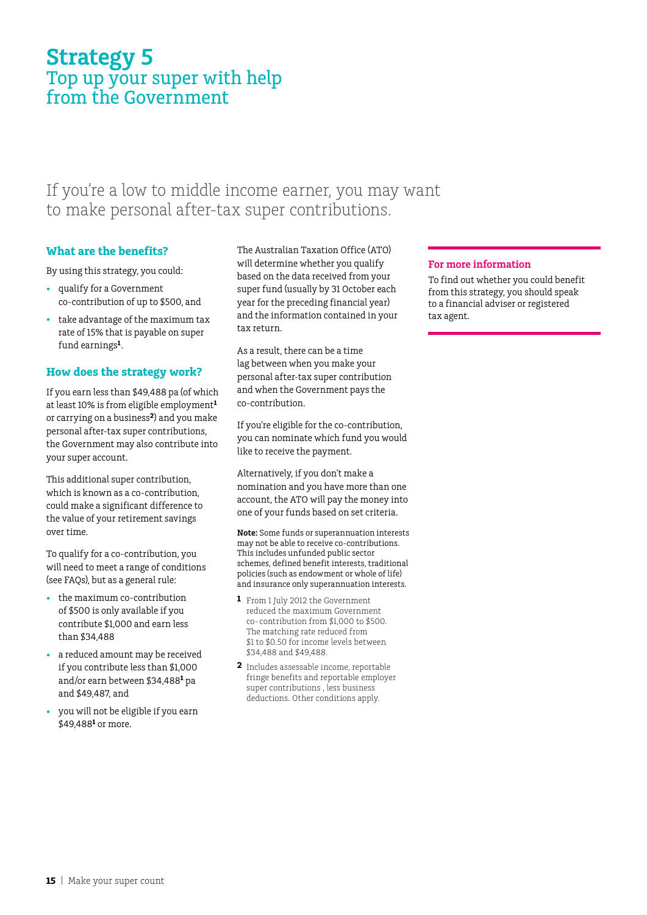# Strategy 5

## Top up your super with help from the Government

If you're a low to middle income earner, you may want to make personal after-tax super contributions.

### What are the benefits?

By using this strategy, you could:

- qualify for a Government co-contribution of up to $500, and
- take advantage of the maximum tax rate of 15% that is payable on super fund earnings[1].

### How does the strategy work?

If you earn less than $49,488 pa (of which at least 10% is from eligible employment[1] or carrying on a business[2]) and you make personal after-tax super contributions, the Government may also contribute into your super account.

This additional super contribution, which is known as a co-contribution, could make a significant difference to the value of your retirement savings over time.

To qualify for a co-contribution, you will need to meet a range of conditions (see FAQs), but as a general rule:

- the maximum co-contribution of $500 is only available if you contribute $1,000 and earn less than $34,488
- a reduced amount may be received if you contribute less than $1,000 and/or earn between $34,488[1] pa and $49,487, and
- you will not be eligible if you earn $49,488[1] or more.

The Australian Taxation Office (ATO) will determine whether you qualify based on the data received from your super fund (usually by 31 October each year for the preceding financial year) and the information contained in your tax return.

As a result, there can be a time lag between when you make your personal after-tax super contribution and when the Government pays the co-contribution.

If you're eligible for the co-contribution, you can nominate which fund you would like to receive the payment.

Alternatively, if you don't make a nomination and you have more than one account, the ATO will pay the money into one of your funds based on set criteria.

**Note:** Some funds or superannuation interests may not be able to receive co-contributions. This includes unfunded public sector schemes, defined benefit interests, traditional policies (such as endowment or whole of life) and insurance only superannuation interests.

1 From 1 July 2012 the Government reduced the maximum Government co-contribution from $1,000 to $500. The matching rate reduced from $1 to $0.50 for income levels between $34,488 and $49,488.

2 Includes assessable income, reportable fringe benefits and reportable employer super contributions , less business deductions. Other conditions apply.

### For more information

To find out whether you could benefit from this strategy, you should speak to a financial adviser or registered tax agent.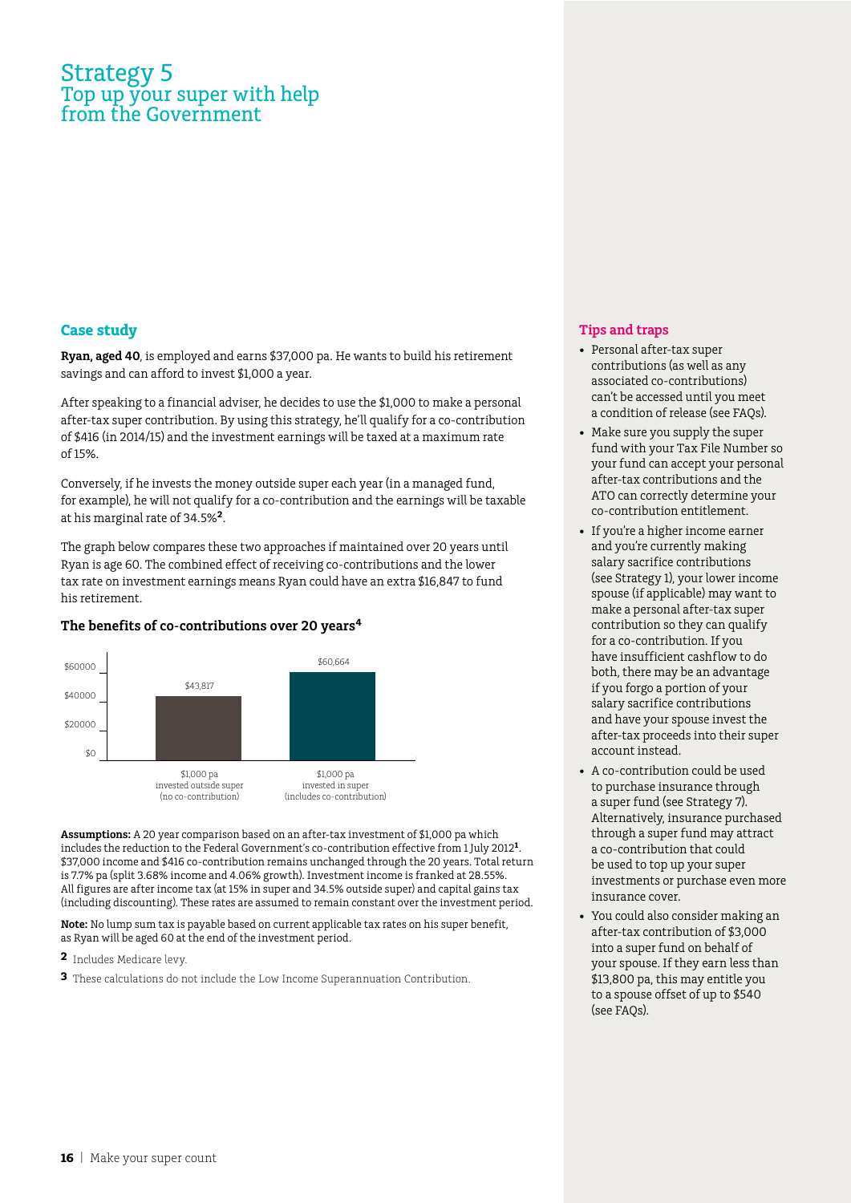# Strategy 5
## Top up your super with help from the Government

### Case study

**Ryan, aged 40**, is employed and earns $37,000 pa. He wants to build his retirement savings and can afford to invest $1,000 a year.

After speaking to a financial adviser, he decides to use the $1,000 to make a personal after-tax super contribution. By using this strategy, he'll qualify for a co-contribution of $416 (in 2014/15) and the investment earnings will be taxed at a maximum rate of 15%.

Conversely, if he invests the money outside super each year (in a managed fund, for example), he will not qualify for a co-contribution and the earnings will be taxable at his marginal rate of 34.5%[2].

The graph below compares these two approaches if maintained over 20 years until Ryan is age 60. The combined effect of receiving co-contributions and the lower tax rate on investment earnings means Ryan could have an extra $16,847 to fund his retirement.

#### The benefits of co-contributions over 20 years[4]

| | Amount |
| --- | --- |
| $1,000 pa invested outside super (no co-contribution) | $43,817 |
| $1,000 pa invested in super (includes co-contribution) | $60,664 |

**Assumptions:** A 20 year comparison based on an after-tax investment of $1,000 pa which includes the reduction to the Federal Government's co-contribution effective from 1 July 2012[1]. $37,000 income and $416 co-contribution remains unchanged through the 20 years. Total return is 7.7% pa (split 3.68% income and 4.06% growth). Investment income is franked at 28.55%. All figures are after income tax (at 15% in super and 34.5% outside super) and capital gains tax (including discounting). These rates are assumed to remain constant over the investment period.

**Note:** No lump sum tax is payable based on current applicable tax rates on his super benefit, as Ryan will be aged 60 at the end of the investment period.

**2** Includes Medicare levy.

**3** These calculations do not include the Low Income Superannuation Contribution.

### Tips and traps

- Personal after-tax super contributions (as well as any associated co-contributions) can't be accessed until you meet a condition of release (see FAQs).
- Make sure you supply the super fund with your Tax File Number so your fund can accept your personal after-tax contributions and the ATO can correctly determine your co-contribution entitlement.
- If you're a higher income earner and you're currently making salary sacrifice contributions (see Strategy 1), your lower income spouse (if applicable) may want to make a personal after-tax super contribution so they can qualify for a co-contribution. If you have insufficient cashflow to do both, there may be an advantage if you forgo a portion of your salary sacrifice contributions and have your spouse invest the after-tax proceeds into their super account instead.
- A co-contribution could be used to purchase insurance through a super fund (see Strategy 7). Alternatively, insurance purchased through a super fund may attract a co-contribution that could be used to top up your super investments or purchase even more insurance cover.
- You could also consider making an after-tax contribution of $3,000 into a super fund on behalf of your spouse. If they earn less than $13,800 pa, this may entitle you to a spouse offset of up to $540 (see FAQs).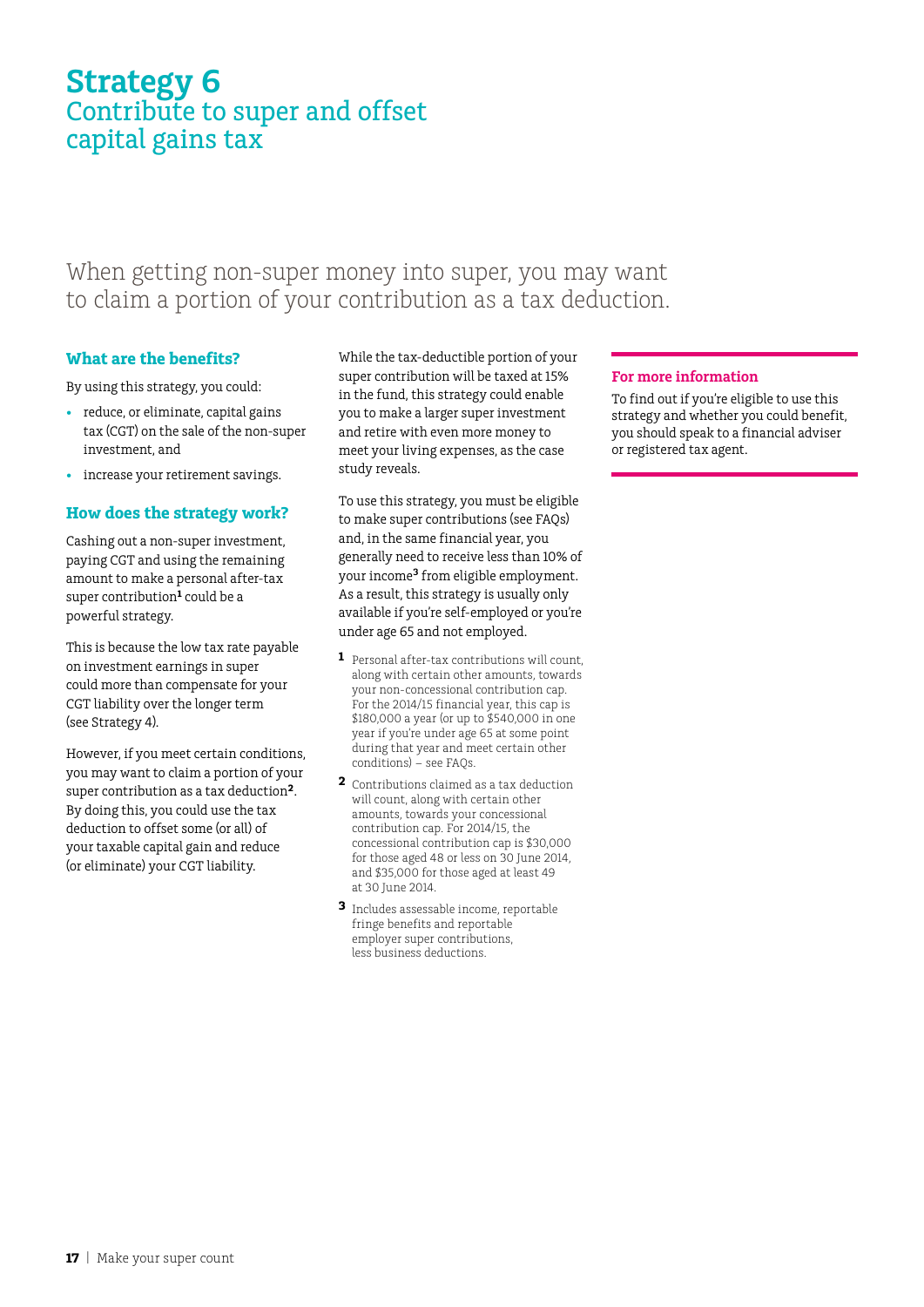# Strategy 6

## Contribute to super and offset capital gains tax

When getting non-super money into super, you may want to claim a portion of your contribution as a tax deduction.

### What are the benefits?

By using this strategy, you could:

- reduce, or eliminate, capital gains tax (CGT) on the sale of the non-super investment, and
- increase your retirement savings.

### How does the strategy work?

Cashing out a non-super investment, paying CGT and using the remaining amount to make a personal after-tax super contribution[1] could be a powerful strategy.

This is because the low tax rate payable on investment earnings in super could more than compensate for your CGT liability over the longer term (see Strategy 4).

However, if you meet certain conditions, you may want to claim a portion of your super contribution as a tax deduction[2]. By doing this, you could use the tax deduction to offset some (or all) of your taxable capital gain and reduce (or eliminate) your CGT liability.

While the tax-deductible portion of your super contribution will be taxed at 15% in the fund, this strategy could enable you to make a larger super investment and retire with even more money to meet your living expenses, as the case study reveals.

To use this strategy, you must be eligible to make super contributions (see FAQs) and, in the same financial year, you generally need to receive less than 10% of your income[3] from eligible employment. As a result, this strategy is usually only available if you're self-employed or you're under age 65 and not employed.

[1] Personal after-tax contributions will count, along with certain other amounts, towards your non-concessional contribution cap. For the 2014/15 financial year, this cap is $180,000 a year (or up to $540,000 in one year if you're under age 65 at some point during that year and meet certain other conditions) – see FAQs.

[2] Contributions claimed as a tax deduction will count, along with certain other amounts, towards your concessional contribution cap. For 2014/15, the concessional contribution cap is $30,000 for those aged 48 or less on 30 June 2014, and $35,000 for those aged at least 49 at 30 June 2014.

[3] Includes assessable income, reportable fringe benefits and reportable employer super contributions, less business deductions.

### For more information

To find out if you're eligible to use this strategy and whether you could benefit, you should speak to a financial adviser or registered tax agent.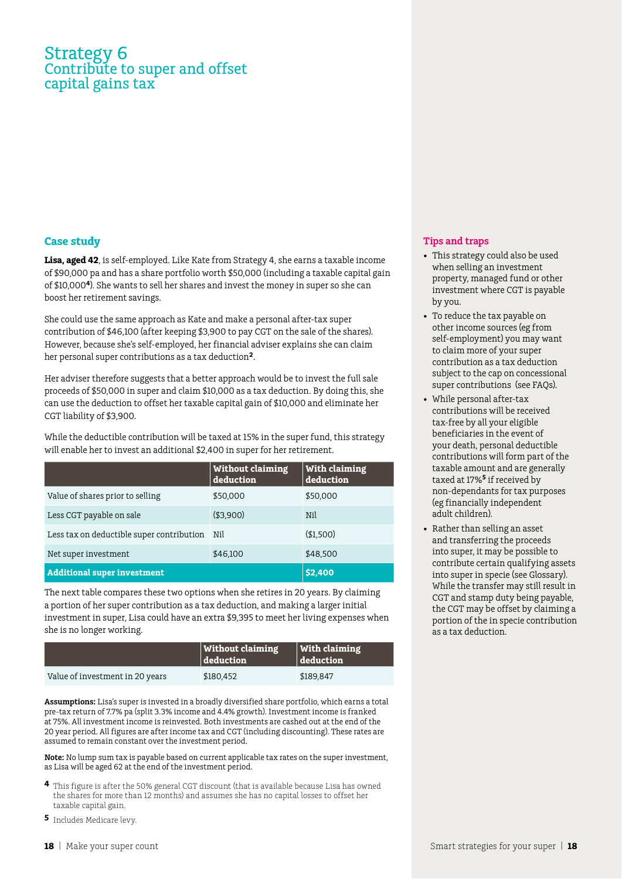# Strategy 6
## Contribute to super and offset capital gains tax

### Case study

**Lisa, aged 42**, is self-employed. Like Kate from Strategy 4, she earns a taxable income of $90,000 pa and has a share portfolio worth $50,000 (including a taxable capital gain of $10,000[4]). She wants to sell her shares and invest the money in super so she can boost her retirement savings.

She could use the same approach as Kate and make a personal after-tax super contribution of $46,100 (after keeping $3,900 to pay CGT on the sale of the shares). However, because she's self-employed, her financial adviser explains she can claim her personal super contributions as a tax deduction[2].

Her adviser therefore suggests that a better approach would be to invest the full sale proceeds of $50,000 in super and claim $10,000 as a tax deduction. By doing this, she can use the deduction to offset her taxable capital gain of $10,000 and eliminate her CGT liability of $3,900.

While the deductible contribution will be taxed at 15% in the super fund, this strategy will enable her to invest an additional $2,400 in super for her retirement.

| | Without claiming deduction | With claiming deduction |
|---|---|---|
| Value of shares prior to selling | $50,000 | $50,000 |
| Less CGT payable on sale | ($3,900) | Nil |
| Less tax on deductible super contribution | Nil | ($1,500) |
| Net super investment | $46,100 | $48,500 |
| **Additional super investment** | | **$2,400** |

The next table compares these two options when she retires in 20 years. By claiming a portion of her super contribution as a tax deduction, and making a larger initial investment in super, Lisa could have an extra $9,395 to meet her living expenses when she is no longer working.

| | Without claiming deduction | With claiming deduction |
|---|---|---|
| Value of investment in 20 years | $180,452 | $189,847 |

**Assumptions:** Lisa's super is invested in a broadly diversified share portfolio, which earns a total pre-tax return of 7.7% pa (split 3.3% income and 4.4% growth). Investment income is franked at 75%. All investment income is reinvested. Both investments are cashed out at the end of the 20 year period. All figures are after income tax and CGT (including discounting). These rates are assumed to remain constant over the investment period.

**Note:** No lump sum tax is payable based on current applicable tax rates on the super investment, as Lisa will be aged 62 at the end of the investment period.

4 This figure is after the 50% general CGT discount (that is available because Lisa has owned the shares for more than 12 months) and assumes she has no capital losses to offset her taxable capital gain.

5 Includes Medicare levy.

### Tips and traps

- This strategy could also be used when selling an investment property, managed fund or other investment where CGT is payable by you.
- To reduce the tax payable on other income sources (eg from self-employment) you may want to claim more of your super contribution as a tax deduction subject to the cap on concessional super contributions (see FAQs).
- While personal after-tax contributions will be received tax-free by all your eligible beneficiaries in the event of your death, personal deductible contributions will form part of the taxable amount and are generally taxed at 17%[5] if received by non-dependants for tax purposes (eg financially independent adult children).
- Rather than selling an asset and transferring the proceeds into super, it may be possible to contribute certain qualifying assets into super in specie (see Glossary). While the transfer may still result in CGT and stamp duty being payable, the CGT may be offset by claiming a portion of the in specie contribution as a tax deduction.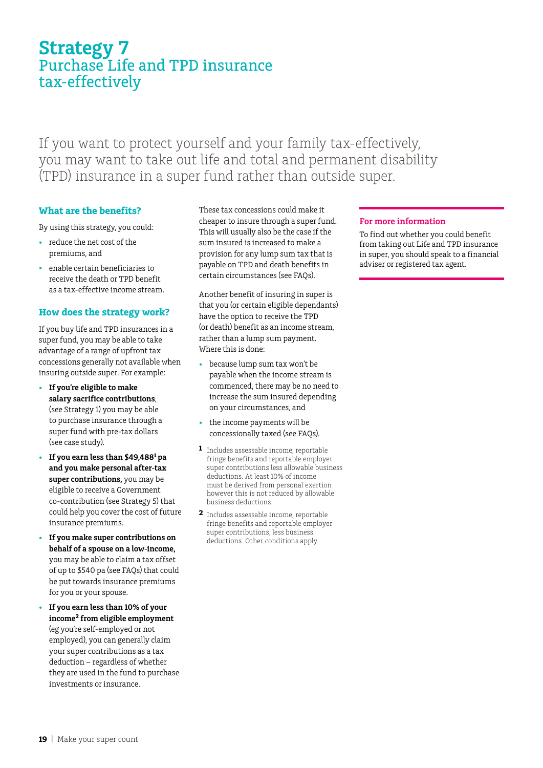# Strategy 7
## Purchase Life and TPD insurance tax-effectively

If you want to protect yourself and your family tax-effectively, you may want to take out life and total and permanent disability (TPD) insurance in a super fund rather than outside super.

### What are the benefits?

By using this strategy, you could:

- reduce the net cost of the premiums, and
- enable certain beneficiaries to receive the death or TPD benefit as a tax-effective income stream.

### How does the strategy work?

If you buy life and TPD insurances in a super fund, you may be able to take advantage of a range of upfront tax concessions generally not available when insuring outside super. For example:

- **If you're eligible to make salary sacrifice contributions**, (see Strategy 1) you may be able to purchase insurance through a super fund with pre-tax dollars (see case study).
- **If you earn less than $49,488[1] pa and you make personal after-tax super contributions,** you may be eligible to receive a Government co-contribution (see Strategy 5) that could help you cover the cost of future insurance premiums.
- **If you make super contributions on behalf of a spouse on a low-income,** you may be able to claim a tax offset of up to $540 pa (see FAQs) that could be put towards insurance premiums for you or your spouse.
- **If you earn less than 10% of your income[2] from eligible employment** (eg you're self-employed or not employed), you can generally claim your super contributions as a tax deduction – regardless of whether they are used in the fund to purchase investments or insurance.

These tax concessions could make it cheaper to insure through a super fund. This will usually also be the case if the sum insured is increased to make a provision for any lump sum tax that is payable on TPD and death benefits in certain circumstances (see FAQs).

Another benefit of insuring in super is that you (or certain eligible dependants) have the option to receive the TPD (or death) benefit as an income stream, rather than a lump sum payment. Where this is done:

- because lump sum tax won't be payable when the income stream is commenced, there may be no need to increase the sum insured depending on your circumstances, and
- the income payments will be concessionally taxed (see FAQs).

[1] Includes assessable income, reportable fringe benefits and reportable employer super contributions less allowable business deductions. At least 10% of income must be derived from personal exertion however this is not reduced by allowable business deductions.

[2] Includes assessable income, reportable fringe benefits and reportable employer super contributions, less business deductions. Other conditions apply.

### For more information

To find out whether you could benefit from taking out Life and TPD insurance in super, you should speak to a financial adviser or registered tax agent.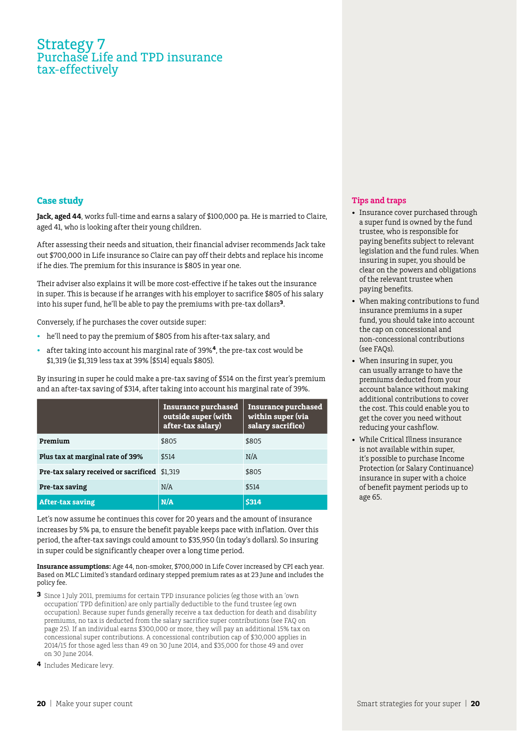# Strategy 7
## Purchase Life and TPD insurance tax-effectively

### Case study

**Jack, aged 44**, works full-time and earns a salary of $100,000 pa. He is married to Claire, aged 41, who is looking after their young children.

After assessing their needs and situation, their financial adviser recommends Jack take out $700,000 in Life insurance so Claire can pay off their debts and replace his income if he dies. The premium for this insurance is $805 in year one.

Their adviser also explains it will be more cost-effective if he takes out the insurance in super. This is because if he arranges with his employer to sacrifice $805 of his salary into his super fund, he'll be able to pay the premiums with pre-tax dollars[3].

Conversely, if he purchases the cover outside super:

- he'll need to pay the premium of $805 from his after-tax salary, and
- after taking into account his marginal rate of 39%[4], the pre-tax cost would be $1,319 (ie $1,319 less tax at 39% [$514] equals $805).

By insuring in super he could make a pre-tax saving of $514 on the first year's premium and an after-tax saving of $314, after taking into account his marginal rate of 39%.

| | Insurance purchased outside super (with after-tax salary) | Insurance purchased within super (via salary sacrifice) |
|---|---|---|
| **Premium** | $805 | $805 |
| **Plus tax at marginal rate of 39%** | $514 | N/A |
| **Pre-tax salary received or sacrificed** | $1,319 | $805 |
| **Pre-tax saving** | N/A | $514 |
| **After-tax saving** | **N/A** | **$314** |

Let's now assume he continues this cover for 20 years and the amount of insurance increases by 5% pa, to ensure the benefit payable keeps pace with inflation. Over this period, the after-tax savings could amount to $35,950 (in today's dollars). So insuring in super could be significantly cheaper over a long time period.

**Insurance assumptions:** Age 44, non-smoker, $700,000 in Life Cover increased by CPI each year. Based on MLC Limited's standard ordinary stepped premium rates as at 23 June and includes the policy fee.

**3** Since 1 July 2011, premiums for certain TPD insurance policies (eg those with an 'own occupation' TPD definition) are only partially deductible to the fund trustee (eg own occupation). Because super funds generally receive a tax deduction for death and disability premiums, no tax is deducted from the salary sacrifice super contributions (see FAQ on page 25). If an individual earns $300,000 or more, they will pay an additional 15% tax on concessional super contributions. A concessional contribution cap of $30,000 applies in 2014/15 for those aged less than 49 on 30 June 2014, and $35,000 for those 49 and over on 30 June 2014.

**4** Includes Medicare levy.

### Tips and traps

- Insurance cover purchased through a super fund is owned by the fund trustee, who is responsible for paying benefits subject to relevant legislation and the fund rules. When insuring in super, you should be clear on the powers and obligations of the relevant trustee when paying benefits.
- When making contributions to fund insurance premiums in a super fund, you should take into account the cap on concessional and non-concessional contributions (see FAQs).
- When insuring in super, you can usually arrange to have the premiums deducted from your account balance without making additional contributions to cover the cost. This could enable you to get the cover you need without reducing your cashflow.
- While Critical Illness insurance is not available within super, it's possible to purchase Income Protection (or Salary Continuance) insurance in super with a choice of benefit payment periods up to age 65.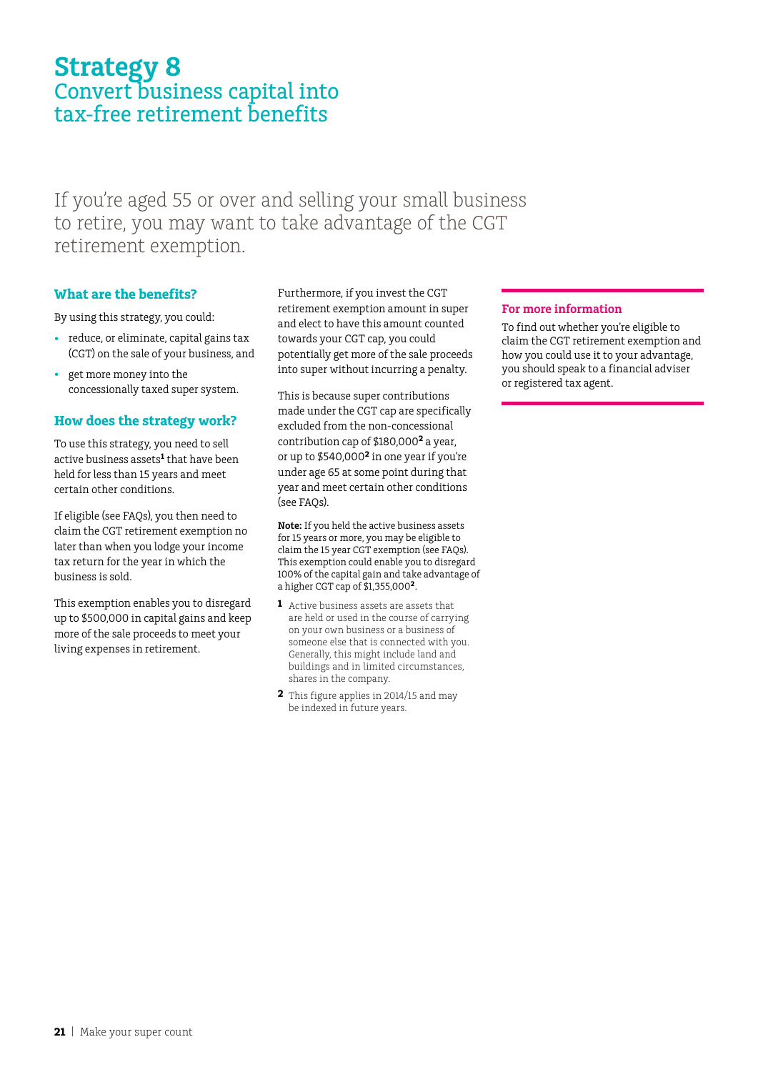# Strategy 8
## Convert business capital into tax-free retirement benefits

If you're aged 55 or over and selling your small business to retire, you may want to take advantage of the CGT retirement exemption.

### What are the benefits?

By using this strategy, you could:

- reduce, or eliminate, capital gains tax (CGT) on the sale of your business, and
- get more money into the concessionally taxed super system.

### How does the strategy work?

To use this strategy, you need to sell active business assets[1] that have been held for less than 15 years and meet certain other conditions.

If eligible (see FAQs), you then need to claim the CGT retirement exemption no later than when you lodge your income tax return for the year in which the business is sold.

This exemption enables you to disregard up to $500,000 in capital gains and keep more of the sale proceeds to meet your living expenses in retirement.

Furthermore, if you invest the CGT retirement exemption amount in super and elect to have this amount counted towards your CGT cap, you could potentially get more of the sale proceeds into super without incurring a penalty.

This is because super contributions made under the CGT cap are specifically excluded from the non-concessional contribution cap of $180,000[2] a year, or up to $540,000[2] in one year if you're under age 65 at some point during that year and meet certain other conditions (see FAQs).

**Note:** If you held the active business assets for 15 years or more, you may be eligible to claim the 15 year CGT exemption (see FAQs). This exemption could enable you to disregard 100% of the capital gain and take advantage of a higher CGT cap of $1,355,000[2].

1 Active business assets are assets that are held or used in the course of carrying on your own business or a business of someone else that is connected with you. Generally, this might include land and buildings and in limited circumstances, shares in the company.

2 This figure applies in 2014/15 and may be indexed in future years.

### For more information

To find out whether you're eligible to claim the CGT retirement exemption and how you could use it to your advantage, you should speak to a financial adviser or registered tax agent.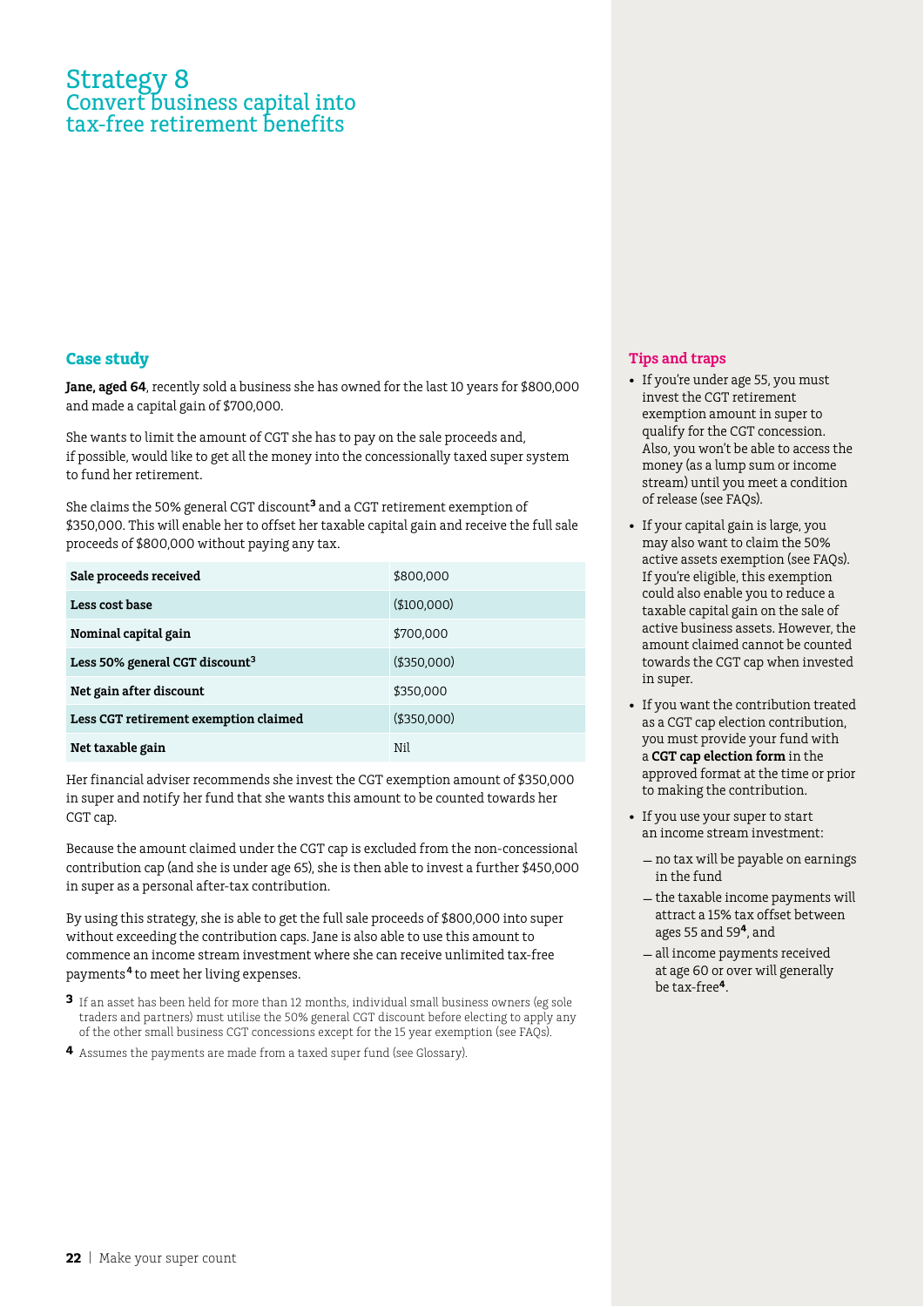# Strategy 8
## Convert business capital into tax-free retirement benefits

### Case study

**Jane, aged 64**, recently sold a business she has owned for the last 10 years for $800,000 and made a capital gain of $700,000.

She wants to limit the amount of CGT she has to pay on the sale proceeds and, if possible, would like to get all the money into the concessionally taxed super system to fund her retirement.

She claims the 50% general CGT discount[3] and a CGT retirement exemption of $350,000. This will enable her to offset her taxable capital gain and receive the full sale proceeds of $800,000 without paying any tax.

| | |
|---|---|
| **Sale proceeds received** | $800,000 |
| **Less cost base** | ($100,000) |
| **Nominal capital gain** | $700,000 |
| **Less 50% general CGT discount[3]** | ($350,000) |
| **Net gain after discount** | $350,000 |
| **Less CGT retirement exemption claimed** | ($350,000) |
| **Net taxable gain** | Nil |

Her financial adviser recommends she invest the CGT exemption amount of $350,000 in super and notify her fund that she wants this amount to be counted towards her CGT cap.

Because the amount claimed under the CGT cap is excluded from the non-concessional contribution cap (and she is under age 65), she is then able to invest a further $450,000 in super as a personal after-tax contribution.

By using this strategy, she is able to get the full sale proceeds of $800,000 into super without exceeding the contribution caps. Jane is also able to use this amount to commence an income stream investment where she can receive unlimited tax-free payments[4] to meet her living expenses.

[3] If an asset has been held for more than 12 months, individual small business owners (eg sole traders and partners) must utilise the 50% general CGT discount before electing to apply any of the other small business CGT concessions except for the 15 year exemption (see FAQs).

[4] Assumes the payments are made from a taxed super fund (see Glossary).

### Tips and traps

- If you're under age 55, you must invest the CGT retirement exemption amount in super to qualify for the CGT concession. Also, you won't be able to access the money (as a lump sum or income stream) until you meet a condition of release (see FAQs).
- If your capital gain is large, you may also want to claim the 50% active assets exemption (see FAQs). If you're eligible, this exemption could also enable you to reduce a taxable capital gain on the sale of active business assets. However, the amount claimed cannot be counted towards the CGT cap when invested in super.
- If you want the contribution treated as a CGT cap election contribution, you must provide your fund with a **CGT cap election form** in the approved format at the time or prior to making the contribution.
- If you use your super to start an income stream investment:
  - no tax will be payable on earnings in the fund
  - the taxable income payments will attract a 15% tax offset between ages 55 and 59[4], and
  - all income payments received at age 60 or over will generally be tax-free[4].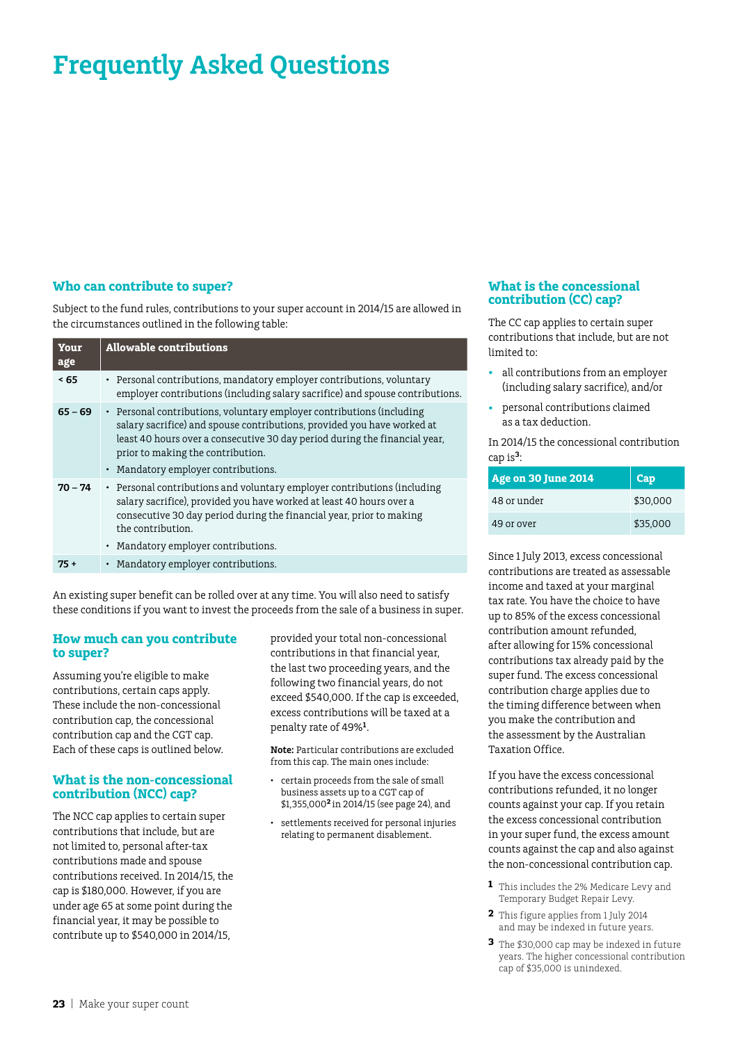# Frequently Asked Questions

## Who can contribute to super?

Subject to the fund rules, contributions to your super account in 2014/15 are allowed in the circumstances outlined in the following table:

| Your age | Allowable contributions |
|---|---|
| < 65 | • Personal contributions, mandatory employer contributions, voluntary employer contributions (including salary sacrifice) and spouse contributions. |
| 65 – 69 | • Personal contributions, voluntary employer contributions (including salary sacrifice) and spouse contributions, provided you have worked at least 40 hours over a consecutive 30 day period during the financial year, prior to making the contribution.<br>• Mandatory employer contributions. |
| 70 – 74 | • Personal contributions and voluntary employer contributions (including salary sacrifice), provided you have worked at least 40 hours over a consecutive 30 day period during the financial year, prior to making the contribution.<br>• Mandatory employer contributions. |
| 75 + | • Mandatory employer contributions. |

An existing super benefit can be rolled over at any time. You will also need to satisfy these conditions if you want to invest the proceeds from the sale of a business in super.

## How much can you contribute to super?

Assuming you're eligible to make contributions, certain caps apply. These include the non-concessional contribution cap, the concessional contribution cap and the CGT cap. Each of these caps is outlined below.

## What is the non-concessional contribution (NCC) cap?

The NCC cap applies to certain super contributions that include, but are not limited to, personal after-tax contributions made and spouse contributions received. In 2014/15, the cap is $180,000. However, if you are under age 65 at some point during the financial year, it may be possible to contribute up to $540,000 in 2014/15, provided your total non-concessional contributions in that financial year, the last two proceeding years, and the following two financial years, do not exceed $540,000. If the cap is exceeded, excess contributions will be taxed at a penalty rate of 49%[1].

**Note:** Particular contributions are excluded from this cap. The main ones include:

- certain proceeds from the sale of small business assets up to a CGT cap of $1,355,000[2] in 2014/15 (see page 24), and
- settlements received for personal injuries relating to permanent disablement.

## What is the concessional contribution (CC) cap?

The CC cap applies to certain super contributions that include, but are not limited to:

- all contributions from an employer (including salary sacrifice), and/or
- personal contributions claimed as a tax deduction.

In 2014/15 the concessional contribution cap is[3]:

| Age on 30 June 2014 | Cap |
|---|---|
| 48 or under | $30,000 |
| 49 or over | $35,000 |

Since 1 July 2013, excess concessional contributions are treated as assessable income and taxed at your marginal tax rate. You have the choice to have up to 85% of the excess concessional contribution amount refunded, after allowing for 15% concessional contributions tax already paid by the super fund. The excess concessional contribution charge applies due to the timing difference between when you make the contribution and the assessment by the Australian Taxation Office.

If you have the excess concessional contributions refunded, it no longer counts against your cap. If you retain the excess concessional contribution in your super fund, the excess amount counts against the cap and also against the non-concessional contribution cap.

1 This includes the 2% Medicare Levy and Temporary Budget Repair Levy.

2 This figure applies from 1 July 2014 and may be indexed in future years.

3 The $30,000 cap may be indexed in future years. The higher concessional contribution cap of $35,000 is unindexed.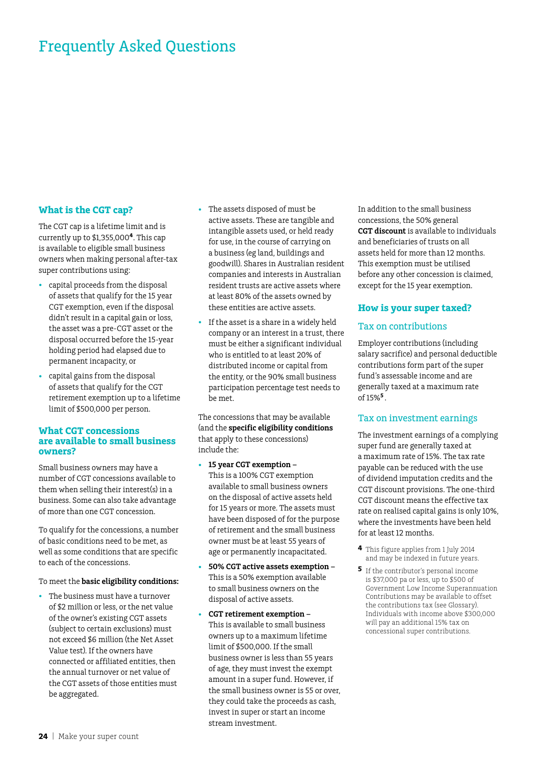# Frequently Asked Questions

## What is the CGT cap?

The CGT cap is a lifetime limit and is currently up to $1,355,000[4]. This cap is available to eligible small business owners when making personal after-tax super contributions using:

- capital proceeds from the disposal of assets that qualify for the 15 year CGT exemption, even if the disposal didn't result in a capital gain or loss, the asset was a pre-CGT asset or the disposal occurred before the 15-year holding period had elapsed due to permanent incapacity, or
- capital gains from the disposal of assets that qualify for the CGT retirement exemption up to a lifetime limit of $500,000 per person.

## What CGT concessions are available to small business owners?

Small business owners may have a number of CGT concessions available to them when selling their interest(s) in a business. Some can also take advantage of more than one CGT concession.

To qualify for the concessions, a number of basic conditions need to be met, as well as some conditions that are specific to each of the concessions.

To meet the **basic eligibility conditions:**

- The business must have a turnover of $2 million or less, or the net value of the owner's existing CGT assets (subject to certain exclusions) must not exceed $6 million (the Net Asset Value test). If the owners have connected or affiliated entities, then the annual turnover or net value of the CGT assets of those entities must be aggregated.
- The assets disposed of must be active assets. These are tangible and intangible assets used, or held ready for use, in the course of carrying on a business (eg land, buildings and goodwill). Shares in Australian resident companies and interests in Australian resident trusts are active assets where at least 80% of the assets owned by these entities are active assets.
- If the asset is a share in a widely held company or an interest in a trust, there must be either a significant individual who is entitled to at least 20% of distributed income or capital from the entity, or the 90% small business participation percentage test needs to be met.

The concessions that may be available (and the **specific eligibility conditions** that apply to these concessions) include the:

- **15 year CGT exemption** – This is a 100% CGT exemption available to small business owners on the disposal of active assets held for 15 years or more. The assets must have been disposed of for the purpose of retirement and the small business owner must be at least 55 years of age or permanently incapacitated.
- **50% CGT active assets exemption** – This is a 50% exemption available to small business owners on the disposal of active assets.
- **CGT retirement exemption** – This is available to small business owners up to a maximum lifetime limit of $500,000. If the small business owner is less than 55 years of age, they must invest the exempt amount in a super fund. However, if the small business owner is 55 or over, they could take the proceeds as cash, invest in super or start an income stream investment.

In addition to the small business concessions, the 50% general **CGT discount** is available to individuals and beneficiaries of trusts on all assets held for more than 12 months. This exemption must be utilised before any other concession is claimed, except for the 15 year exemption.

## How is your super taxed?

### Tax on contributions

Employer contributions (including salary sacrifice) and personal deductible contributions form part of the super fund's assessable income and are generally taxed at a maximum rate of 15%[5].

### Tax on investment earnings

The investment earnings of a complying super fund are generally taxed at a maximum rate of 15%. The tax rate payable can be reduced with the use of dividend imputation credits and the CGT discount provisions. The one-third CGT discount means the effective tax rate on realised capital gains is only 10%, where the investments have been held for at least 12 months.

[4] This figure applies from 1 July 2014 and may be indexed in future years.

[5] If the contributor's personal income is $37,000 pa or less, up to $500 of Government Low Income Superannuation Contributions may be available to offset the contributions tax (see Glossary). Individuals with income above $300,000 will pay an additional 15% tax on concessional super contributions.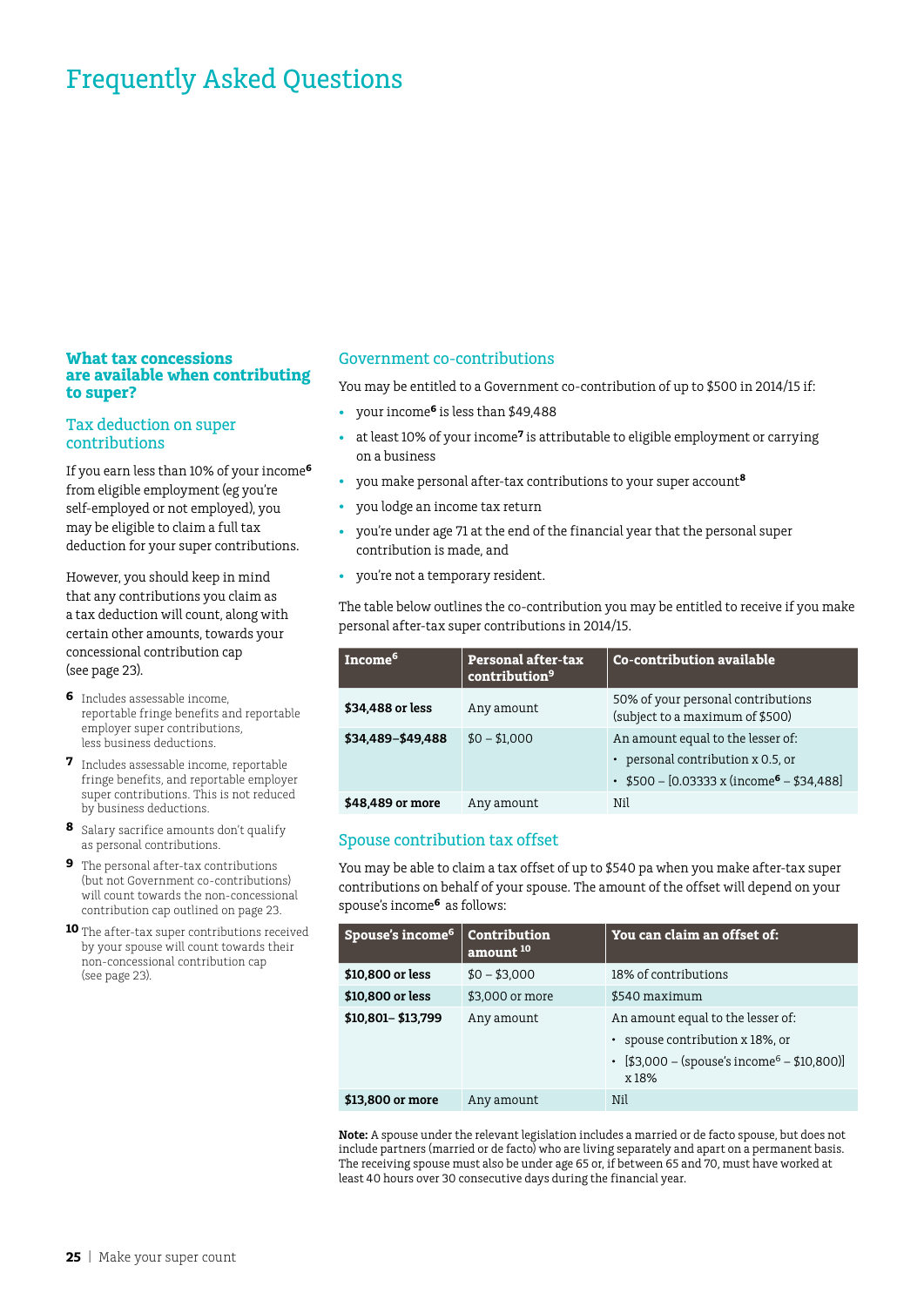# Frequently Asked Questions

## What tax concessions are available when contributing to super?

### Tax deduction on super contributions

If you earn less than 10% of your income[6] from eligible employment (eg you're self-employed or not employed), you may be eligible to claim a full tax deduction for your super contributions.

However, you should keep in mind that any contributions you claim as a tax deduction will count, along with certain other amounts, towards your concessional contribution cap (see page 23).

### Government co-contributions

You may be entitled to a Government co-contribution of up to $500 in 2014/15 if:

- your income[6] is less than $49,488
- at least 10% of your income[7] is attributable to eligible employment or carrying on a business
- you make personal after-tax contributions to your super account[8]
- you lodge an income tax return
- you're under age 71 at the end of the financial year that the personal super contribution is made, and
- you're not a temporary resident.

The table below outlines the co-contribution you may be entitled to receive if you make personal after-tax super contributions in 2014/15.

| Income[6] | Personal after-tax contribution[9] | Co-contribution available |
|---|---|---|
| **$34,488 or less** | Any amount | 50% of your personal contributions (subject to a maximum of $500) |
| **$34,489–$49,488** | $0 – $1,000 | An amount equal to the lesser of: <br>• personal contribution x 0.5, or <br>• $500 – [0.03333 x (income[6] – $34,488] |
| **$48,489 or more** | Any amount | Nil |

### Spouse contribution tax offset

You may be able to claim a tax offset of up to $540 pa when you make after-tax super contributions on behalf of your spouse. The amount of the offset will depend on your spouse's income[6] as follows:

| Spouse's income[6] | Contribution amount[10] | You can claim an offset of: |
|---|---|---|
| **$10,800 or less** | $0 – $3,000 | 18% of contributions |
| **$10,800 or less** | $3,000 or more | $540 maximum |
| **$10,801– $13,799** | Any amount | An amount equal to the lesser of: <br>• spouse contribution x 18%, or <br>• [$3,000 – (spouse's income[6] – $10,800)] x 18% |
| **$13,800 or more** | Any amount | Nil |

**Note:** A spouse under the relevant legislation includes a married or de facto spouse, but does not include partners (married or de facto) who are living separately and apart on a permanent basis. The receiving spouse must also be under age 65 or, if between 65 and 70, must have worked at least 40 hours over 30 consecutive days during the financial year.

---

[6] Includes assessable income, reportable fringe benefits and reportable employer super contributions, less business deductions.

[7] Includes assessable income, reportable fringe benefits, and reportable employer super contributions. This is not reduced by business deductions.

[8] Salary sacrifice amounts don't qualify as personal contributions.

[9] The personal after-tax contributions (but not Government co-contributions) will count towards the non-concessional contribution cap outlined on page 23.

[10] The after-tax super contributions received by your spouse will count towards their non-concessional contribution cap (see page 23).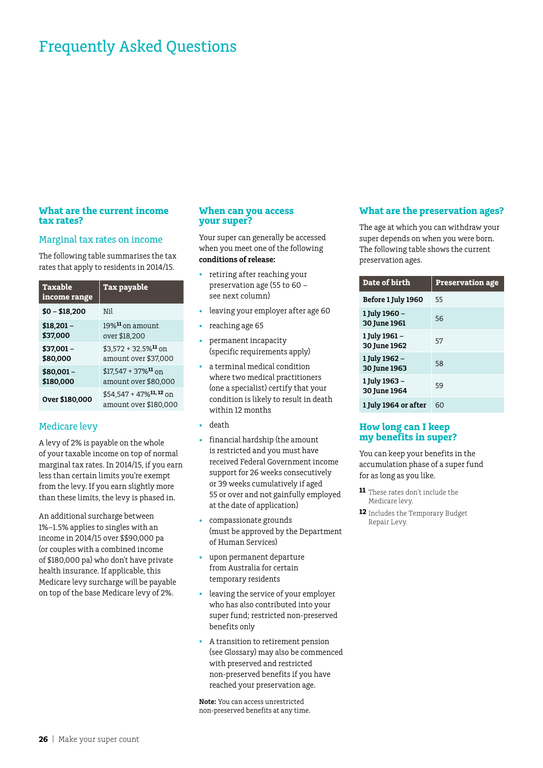# Frequently Asked Questions

## What are the current income tax rates?

### Marginal tax rates on income

The following table summarises the tax rates that apply to residents in 2014/15.

| Taxable income range | Tax payable |
|---|---|
| **$0 – $18,200** | Nil |
| **$18,201 – $37,000** | 19%[11] on amount over $18,200 |
| **$37,001 – $80,000** | $3,572 + 32.5%[11] on amount over $37,000 |
| **$80,001 – $180,000** | $17,547 + 37%[11] on amount over $80,000 |
| **Over $180,000** | $54,547 + 47%[11, 12] on amount over $180,000 |

### Medicare levy

A levy of 2% is payable on the whole of your taxable income on top of normal marginal tax rates. In 2014/15, if you earn less than certain limits you're exempt from the levy. If you earn slightly more than these limits, the levy is phased in.

An additional surcharge between 1%–1.5% applies to singles with an income in 2014/15 over $$90,000 pa (or couples with a combined income of $180,000 pa) who don't have private health insurance. If applicable, this Medicare levy surcharge will be payable on top of the base Medicare levy of 2%.

## When can you access your super?

Your super can generally be accessed when you meet one of the following **conditions of release:**

- retiring after reaching your preservation age (55 to 60 – see next column)
- leaving your employer after age 60
- reaching age 65
- permanent incapacity (specific requirements apply)
- a terminal medical condition where two medical practitioners (one a specialist) certify that your condition is likely to result in death within 12 months
- death
- financial hardship (the amount is restricted and you must have received Federal Government income support for 26 weeks consecutively or 39 weeks cumulatively if aged 55 or over and not gainfully employed at the date of application)
- compassionate grounds (must be approved by the Department of Human Services)
- upon permanent departure from Australia for certain temporary residents
- leaving the service of your employer who has also contributed into your super fund; restricted non-preserved benefits only
- A transition to retirement pension (see Glossary) may also be commenced with preserved and restricted non-preserved benefits if you have reached your preservation age.

**Note:** You can access unrestricted non-preserved benefits at any time.

## What are the preservation ages?

The age at which you can withdraw your super depends on when you were born. The following table shows the current preservation ages.

| Date of birth | Preservation age |
|---|---|
| **Before 1 July 1960** | 55 |
| **1 July 1960 – 30 June 1961** | 56 |
| **1 July 1961 – 30 June 1962** | 57 |
| **1 July 1962 – 30 June 1963** | 58 |
| **1 July 1963 – 30 June 1964** | 59 |
| **1 July 1964 or after** | 60 |

## How long can I keep my benefits in super?

You can keep your benefits in the accumulation phase of a super fund for as long as you like.

**11** These rates don't include the Medicare levy.

**12** Includes the Temporary Budget Repair Levy.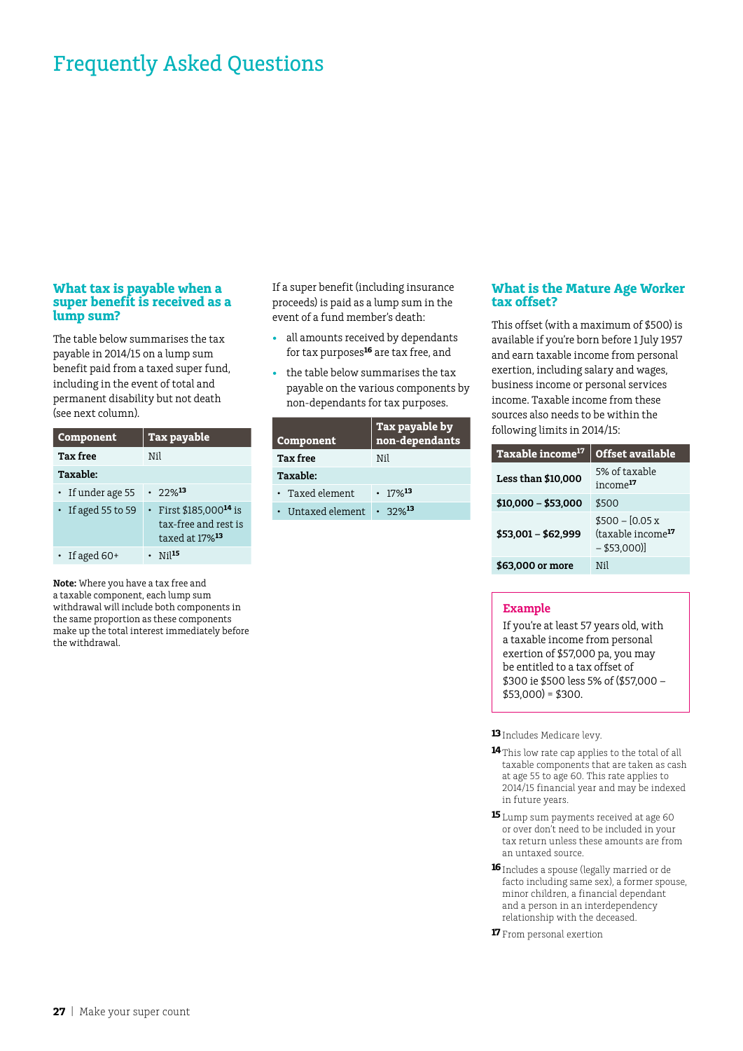# Frequently Asked Questions

### What tax is payable when a super benefit is received as a lump sum?

The table below summarises the tax payable in 2014/15 on a lump sum benefit paid from a taxed super fund, including in the event of total and permanent disability but not death (see next column).

| Component | Tax payable |
| --- | --- |
| **Tax free** | Nil |
| **Taxable:** | |
| • If under age 55 | • 22%[13] |
| • If aged 55 to 59 | • First $185,000[14] is tax-free and rest is taxed at 17%[13] |
| • If aged 60+ | • Nil[15] |

**Note:** Where you have a tax free and a taxable component, each lump sum withdrawal will include both components in the same proportion as these components make up the total interest immediately before the withdrawal.

If a super benefit (including insurance proceeds) is paid as a lump sum in the event of a fund member's death:

- all amounts received by dependants for tax purposes[16] are tax free, and
- the table below summarises the tax payable on the various components by non-dependants for tax purposes.

| Component | Tax payable by non-dependants |
| --- | --- |
| **Tax free** | Nil |
| **Taxable:** | |
| • Taxed element | • 17%[13] |
| • Untaxed element | • 32%[13] |

### What is the Mature Age Worker tax offset?

This offset (with a maximum of $500) is available if you're born before 1 July 1957 and earn taxable income from personal exertion, including salary and wages, business income or personal services income. Taxable income from these sources also needs to be within the following limits in 2014/15:

| Taxable income[17] | Offset available |
| --- | --- |
| **Less than $10,000** | 5% of taxable income[17] |
| **$10,000 – $53,000** | $500 |
| **$53,001 – $62,999** | $500 – [0.05 x (taxable income[17] – $53,000)] |
| **$63,000 or more** | Nil |

**Example**

If you're at least 57 years old, with a taxable income from personal exertion of $57,000 pa, you may be entitled to a tax offset of $300 ie $500 less 5% of ($57,000 – $53,000) = $300.

[13] Includes Medicare levy.

[14] This low rate cap applies to the total of all taxable components that are taken as cash at age 55 to age 60. This rate applies to 2014/15 financial year and may be indexed in future years.

[15] Lump sum payments received at age 60 or over don't need to be included in your tax return unless these amounts are from an untaxed source.

[16] Includes a spouse (legally married or de facto including same sex), a former spouse, minor children, a financial dependant and a person in an interdependency relationship with the deceased.

[17] From personal exertion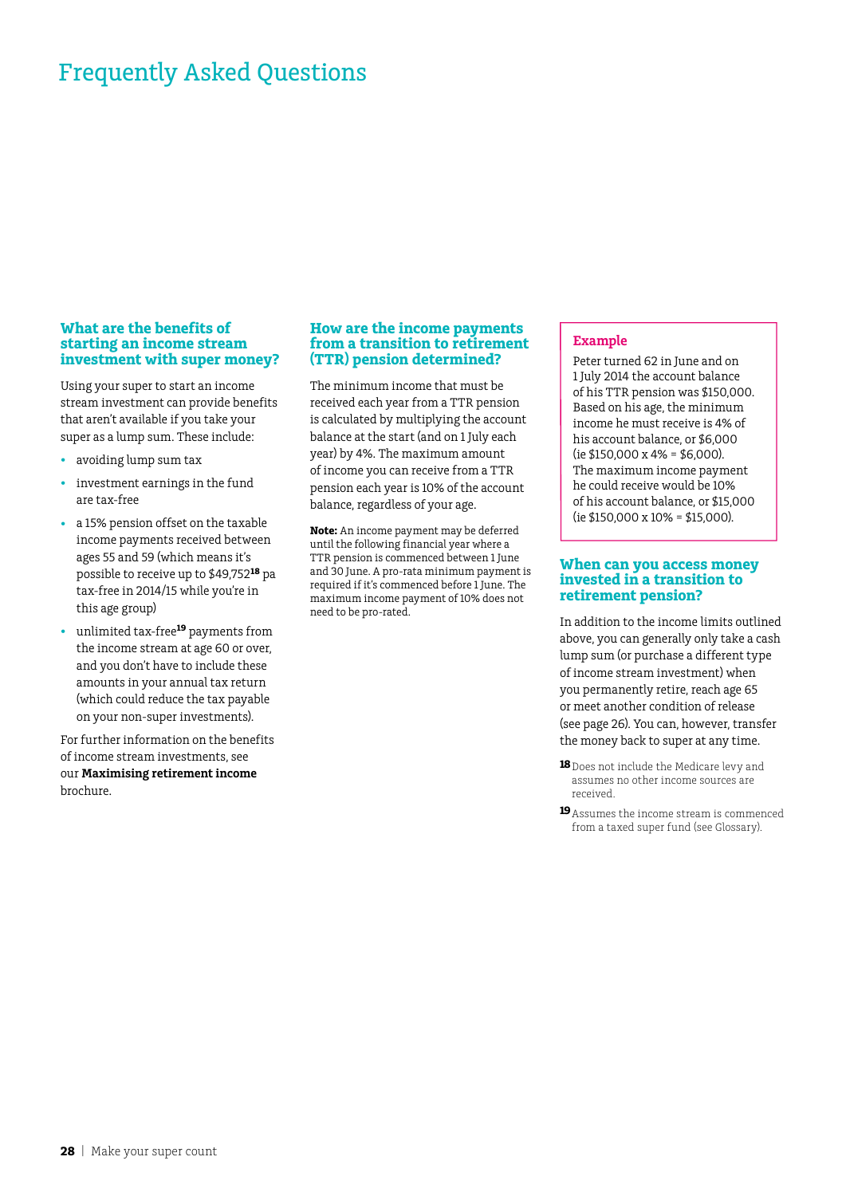# Frequently Asked Questions

### What are the benefits of starting an income stream investment with super money?

Using your super to start an income stream investment can provide benefits that aren't available if you take your super as a lump sum. These include:

- avoiding lump sum tax
- investment earnings in the fund are tax-free
- a 15% pension offset on the taxable income payments received between ages 55 and 59 (which means it's possible to receive up to $49,752[18] pa tax-free in 2014/15 while you're in this age group)
- unlimited tax-free[19] payments from the income stream at age 60 or over, and you don't have to include these amounts in your annual tax return (which could reduce the tax payable on your non-super investments).

For further information on the benefits of income stream investments, see our **Maximising retirement income** brochure.

### How are the income payments from a transition to retirement (TTR) pension determined?

The minimum income that must be received each year from a TTR pension is calculated by multiplying the account balance at the start (and on 1 July each year) by 4%. The maximum amount of income you can receive from a TTR pension each year is 10% of the account balance, regardless of your age.

**Note:** An income payment may be deferred until the following financial year where a TTR pension is commenced between 1 June and 30 June. A pro-rata minimum payment is required if it's commenced before 1 June. The maximum income payment of 10% does not need to be pro-rated.

> **Example**
>
> Peter turned 62 in June and on 1 July 2014 the account balance of his TTR pension was $150,000. Based on his age, the minimum income he must receive is 4% of his account balance, or $6,000 (ie $150,000 x 4% = $6,000). The maximum income payment he could receive would be 10% of his account balance, or $15,000 (ie $150,000 x 10% = $15,000).

### When can you access money invested in a transition to retirement pension?

In addition to the income limits outlined above, you can generally only take a cash lump sum (or purchase a different type of income stream investment) when you permanently retire, reach age 65 or meet another condition of release (see page 26). You can, however, transfer the money back to super at any time.

[18] Does not include the Medicare levy and assumes no other income sources are received.

[19] Assumes the income stream is commenced from a taxed super fund (see Glossary).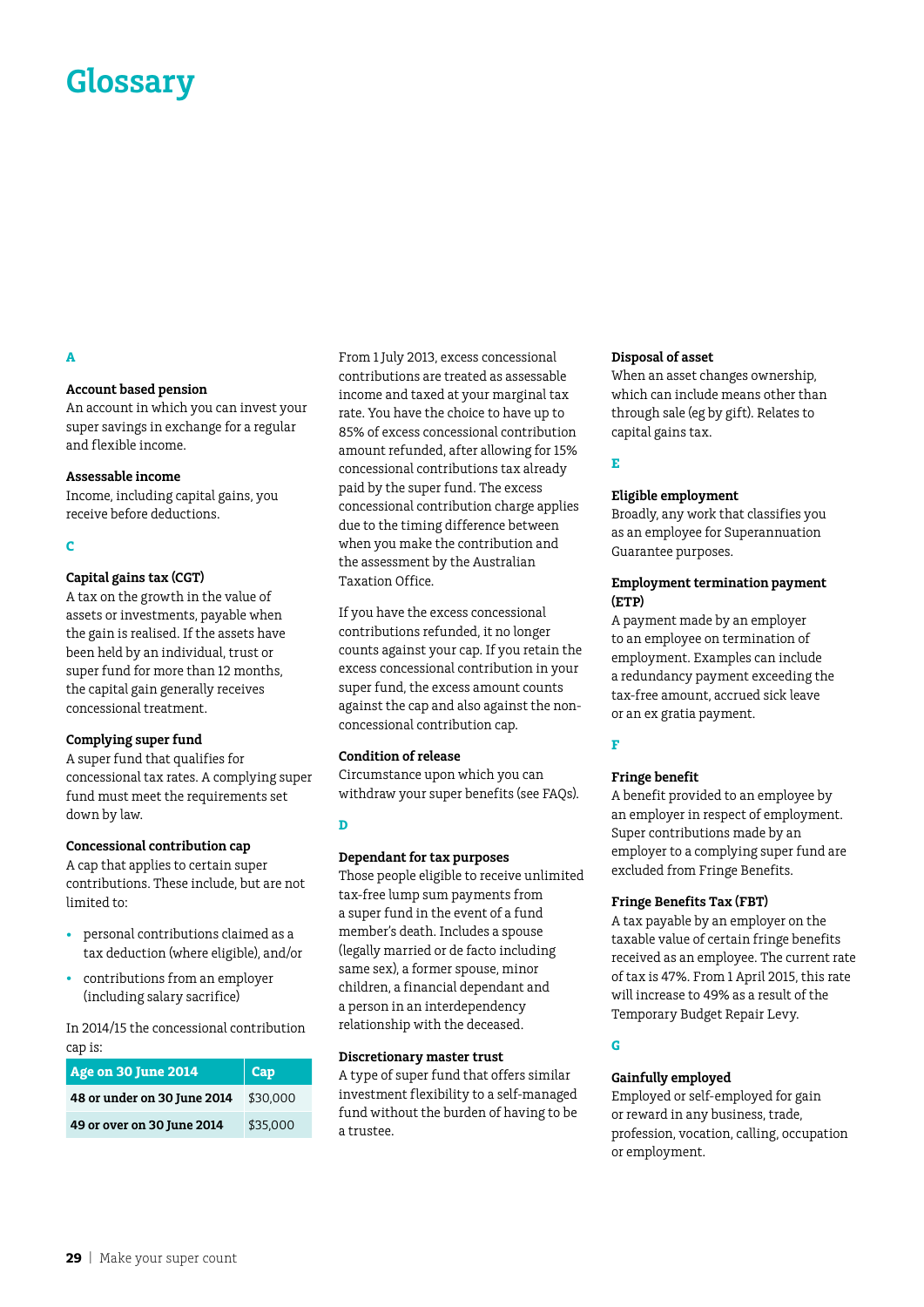# Glossary

## A

### Account based pension

An account in which you can invest your super savings in exchange for a regular and flexible income.

### Assessable income

Income, including capital gains, you receive before deductions.

## C

### Capital gains tax (CGT)

A tax on the growth in the value of assets or investments, payable when the gain is realised. If the assets have been held by an individual, trust or super fund for more than 12 months, the capital gain generally receives concessional treatment.

### Complying super fund

A super fund that qualifies for concessional tax rates. A complying super fund must meet the requirements set down by law.

### Concessional contribution cap

A cap that applies to certain super contributions. These include, but are not limited to:

- personal contributions claimed as a tax deduction (where eligible), and/or
- contributions from an employer (including salary sacrifice)

In 2014/15 the concessional contribution cap is:

| Age on 30 June 2014 | Cap |
|---|---|
| 48 or under on 30 June 2014 | $30,000 |
| 49 or over on 30 June 2014 | $35,000 |

From 1 July 2013, excess concessional contributions are treated as assessable income and taxed at your marginal tax rate. You have the choice to have up to 85% of excess concessional contribution amount refunded, after allowing for 15% concessional contributions tax already paid by the super fund. The excess concessional contribution charge applies due to the timing difference between when you make the contribution and the assessment by the Australian Taxation Office.

If you have the excess concessional contributions refunded, it no longer counts against your cap. If you retain the excess concessional contribution in your super fund, the excess amount counts against the cap and also against the non-concessional contribution cap.

### Condition of release

Circumstance upon which you can withdraw your super benefits (see FAQs).

## D

### Dependant for tax purposes

Those people eligible to receive unlimited tax-free lump sum payments from a super fund in the event of a fund member's death. Includes a spouse (legally married or de facto including same sex), a former spouse, minor children, a financial dependant and a person in an interdependency relationship with the deceased.

### Discretionary master trust

A type of super fund that offers similar investment flexibility to a self-managed fund without the burden of having to be a trustee.

### Disposal of asset

When an asset changes ownership, which can include means other than through sale (eg by gift). Relates to capital gains tax.

## E

### Eligible employment

Broadly, any work that classifies you as an employee for Superannuation Guarantee purposes.

### Employment termination payment (ETP)

A payment made by an employer to an employee on termination of employment. Examples can include a redundancy payment exceeding the tax-free amount, accrued sick leave or an ex gratia payment.

## F

### Fringe benefit

A benefit provided to an employee by an employer in respect of employment. Super contributions made by an employer to a complying super fund are excluded from Fringe Benefits.

### Fringe Benefits Tax (FBT)

A tax payable by an employer on the taxable value of certain fringe benefits received as an employee. The current rate of tax is 47%. From 1 April 2015, this rate will increase to 49% as a result of the Temporary Budget Repair Levy.

## G

### Gainfully employed

Employed or self-employed for gain or reward in any business, trade, profession, vocation, calling, occupation or employment.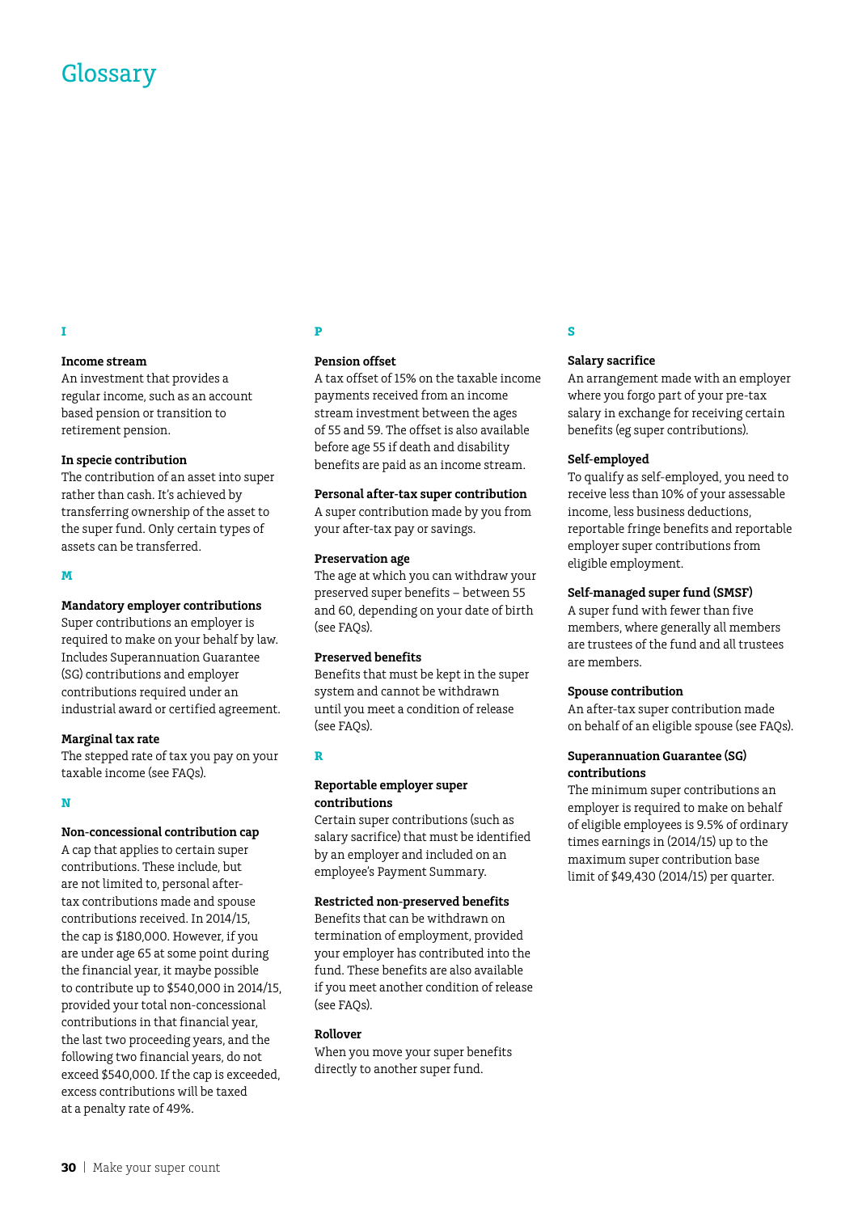# Glossary

## I

**Income stream**
An investment that provides a regular income, such as an account based pension or transition to retirement pension.

**In specie contribution**
The contribution of an asset into super rather than cash. It's achieved by transferring ownership of the asset to the super fund. Only certain types of assets can be transferred.

## M

**Mandatory employer contributions**
Super contributions an employer is required to make on your behalf by law. Includes Superannuation Guarantee (SG) contributions and employer contributions required under an industrial award or certified agreement.

**Marginal tax rate**
The stepped rate of tax you pay on your taxable income (see FAQs).

## N

**Non-concessional contribution cap**
A cap that applies to certain super contributions. These include, but are not limited to, personal after-tax contributions made and spouse contributions received. In 2014/15, the cap is $180,000. However, if you are under age 65 at some point during the financial year, it maybe possible to contribute up to $540,000 in 2014/15, provided your total non-concessional contributions in that financial year, the last two proceeding years, and the following two financial years, do not exceed $540,000. If the cap is exceeded, excess contributions will be taxed at a penalty rate of 49%.

## P

**Pension offset**
A tax offset of 15% on the taxable income payments received from an income stream investment between the ages of 55 and 59. The offset is also available before age 55 if death and disability benefits are paid as an income stream.

**Personal after-tax super contribution**
A super contribution made by you from your after-tax pay or savings.

**Preservation age**
The age at which you can withdraw your preserved super benefits – between 55 and 60, depending on your date of birth (see FAQs).

**Preserved benefits**
Benefits that must be kept in the super system and cannot be withdrawn until you meet a condition of release (see FAQs).

## R

**Reportable employer super contributions**
Certain super contributions (such as salary sacrifice) that must be identified by an employer and included on an employee's Payment Summary.

**Restricted non-preserved benefits**
Benefits that can be withdrawn on termination of employment, provided your employer has contributed into the fund. These benefits are also available if you meet another condition of release (see FAQs).

**Rollover**
When you move your super benefits directly to another super fund.

## S

**Salary sacrifice**
An arrangement made with an employer where you forgo part of your pre-tax salary in exchange for receiving certain benefits (eg super contributions).

**Self-employed**
To qualify as self-employed, you need to receive less than 10% of your assessable income, less business deductions, reportable fringe benefits and reportable employer super contributions from eligible employment.

**Self-managed super fund (SMSF)**
A super fund with fewer than five members, where generally all members are trustees of the fund and all trustees are members.

**Spouse contribution**
An after-tax super contribution made on behalf of an eligible spouse (see FAQs).

**Superannuation Guarantee (SG) contributions**
The minimum super contributions an employer is required to make on behalf of eligible employees is 9.5% of ordinary times earnings in (2014/15) up to the maximum super contribution base limit of $49,430 (2014/15) per quarter.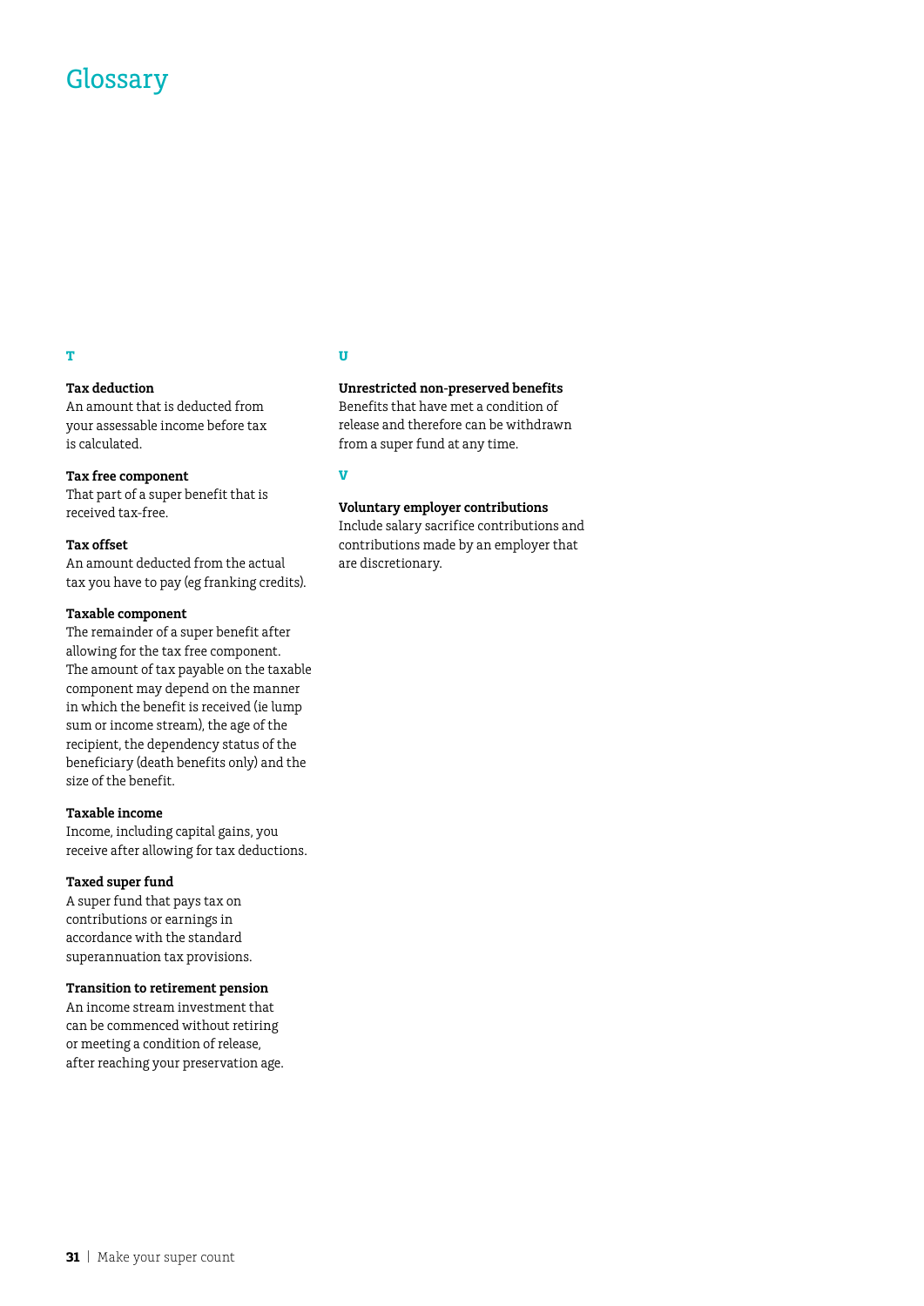# Glossary

## T

**Tax deduction**
An amount that is deducted from your assessable income before tax is calculated.

**Tax free component**
That part of a super benefit that is received tax-free.

**Tax offset**
An amount deducted from the actual tax you have to pay (eg franking credits).

**Taxable component**
The remainder of a super benefit after allowing for the tax free component. The amount of tax payable on the taxable component may depend on the manner in which the benefit is received (ie lump sum or income stream), the age of the recipient, the dependency status of the beneficiary (death benefits only) and the size of the benefit.

**Taxable income**
Income, including capital gains, you receive after allowing for tax deductions.

**Taxed super fund**
A super fund that pays tax on contributions or earnings in accordance with the standard superannuation tax provisions.

**Transition to retirement pension**
An income stream investment that can be commenced without retiring or meeting a condition of release, after reaching your preservation age.

## U

**Unrestricted non-preserved benefits**
Benefits that have met a condition of release and therefore can be withdrawn from a super fund at any time.

## V

**Voluntary employer contributions**
Include salary sacrifice contributions and contributions made by an employer that are discretionary.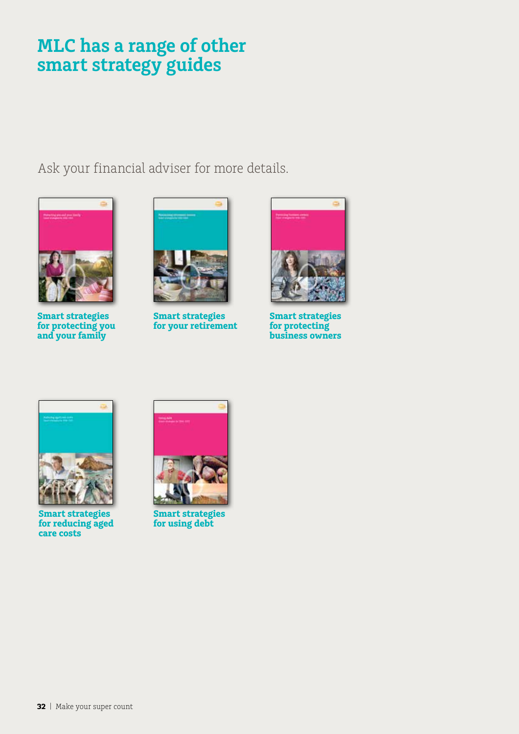# MLC has a range of other smart strategy guides

Ask your financial adviser for more details.

**Smart strategies for protecting you and your family**

**Smart strategies for your retirement**

**Smart strategies for protecting business owners**

**Smart strategies for reducing aged care costs**

**Smart strategies for using debt**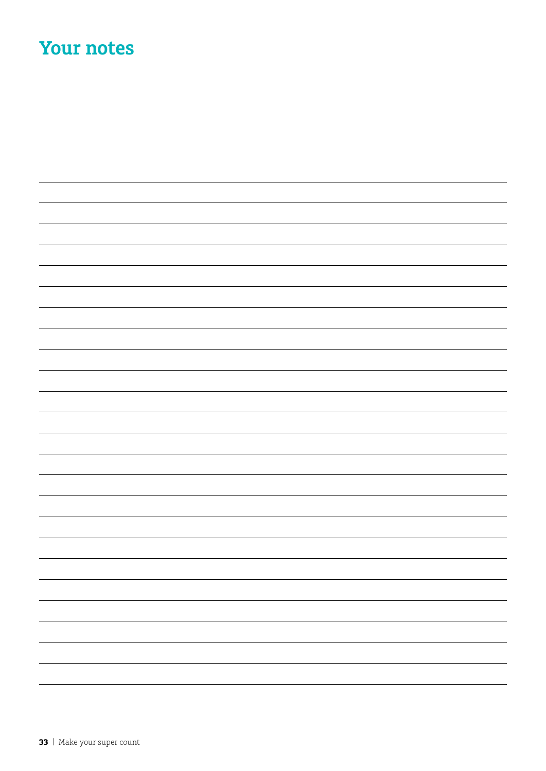# Your notes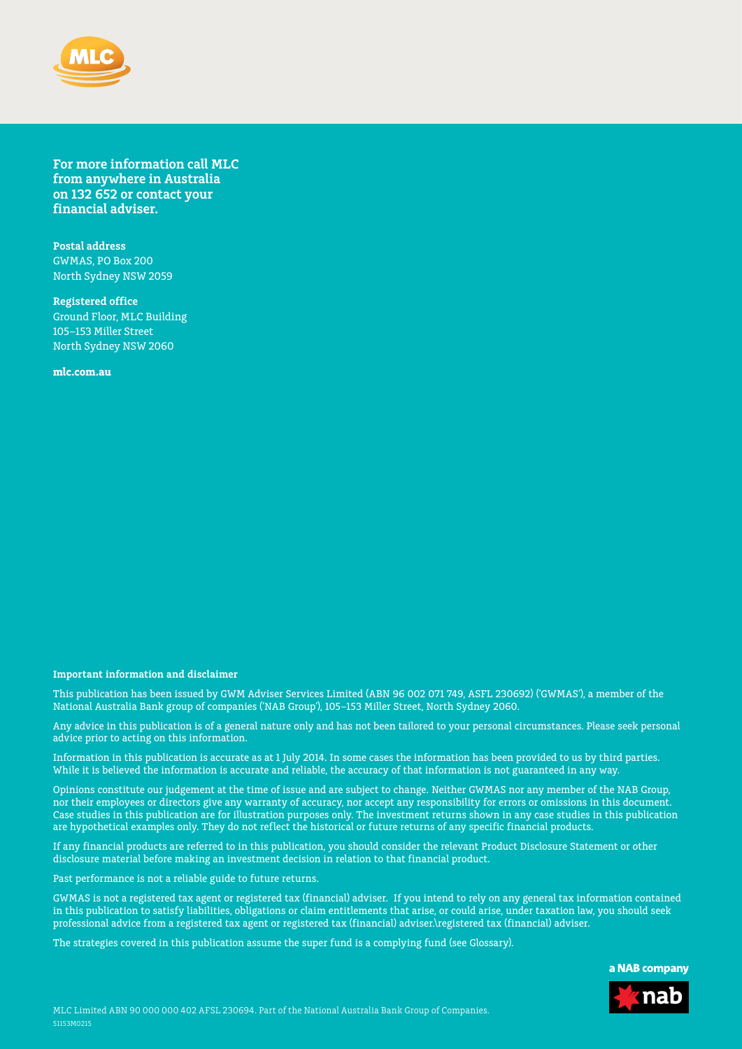**For more information call MLC from anywhere in Australia on 132 652 or contact your financial adviser.**

**Postal address**
GWMAS, PO Box 200
North Sydney NSW 2059

**Registered office**
Ground Floor, MLC Building
105–153 Miller Street
North Sydney NSW 2060

**mlc.com.au**

**Important information and disclaimer**

This publication has been issued by GWM Adviser Services Limited (ABN 96 002 071 749, ASFL 230692) ('GWMAS'), a member of the National Australia Bank group of companies ('NAB Group'), 105–153 Miller Street, North Sydney 2060.

Any advice in this publication is of a general nature only and has not been tailored to your personal circumstances. Please seek personal advice prior to acting on this information.

Information in this publication is accurate as at 1 July 2014. In some cases the information has been provided to us by third parties. While it is believed the information is accurate and reliable, the accuracy of that information is not guaranteed in any way.

Opinions constitute our judgement at the time of issue and are subject to change. Neither GWMAS nor any member of the NAB Group, nor their employees or directors give any warranty of accuracy, nor accept any responsibility for errors or omissions in this document. Case studies in this publication are for illustration purposes only. The investment returns shown in any case studies in this publication are hypothetical examples only. They do not reflect the historical or future returns of any specific financial products.

If any financial products are referred to in this publication, you should consider the relevant Product Disclosure Statement or other disclosure material before making an investment decision in relation to that financial product.

Past performance is not a reliable guide to future returns.

GWMAS is not a registered tax agent or registered tax (financial) adviser. If you intend to rely on any general tax information contained in this publication to satisfy liabilities, obligations or claim entitlements that arise, or could arise, under taxation law, you should seek professional advice from a registered tax agent or registered tax (financial) adviser.\registered tax (financial) adviser.

The strategies covered in this publication assume the super fund is a complying fund (see Glossary).

a NAB company

MLC Limited ABN 90 000 000 402 AFSL 230694. Part of the National Australia Bank Group of Companies.
51153M0215